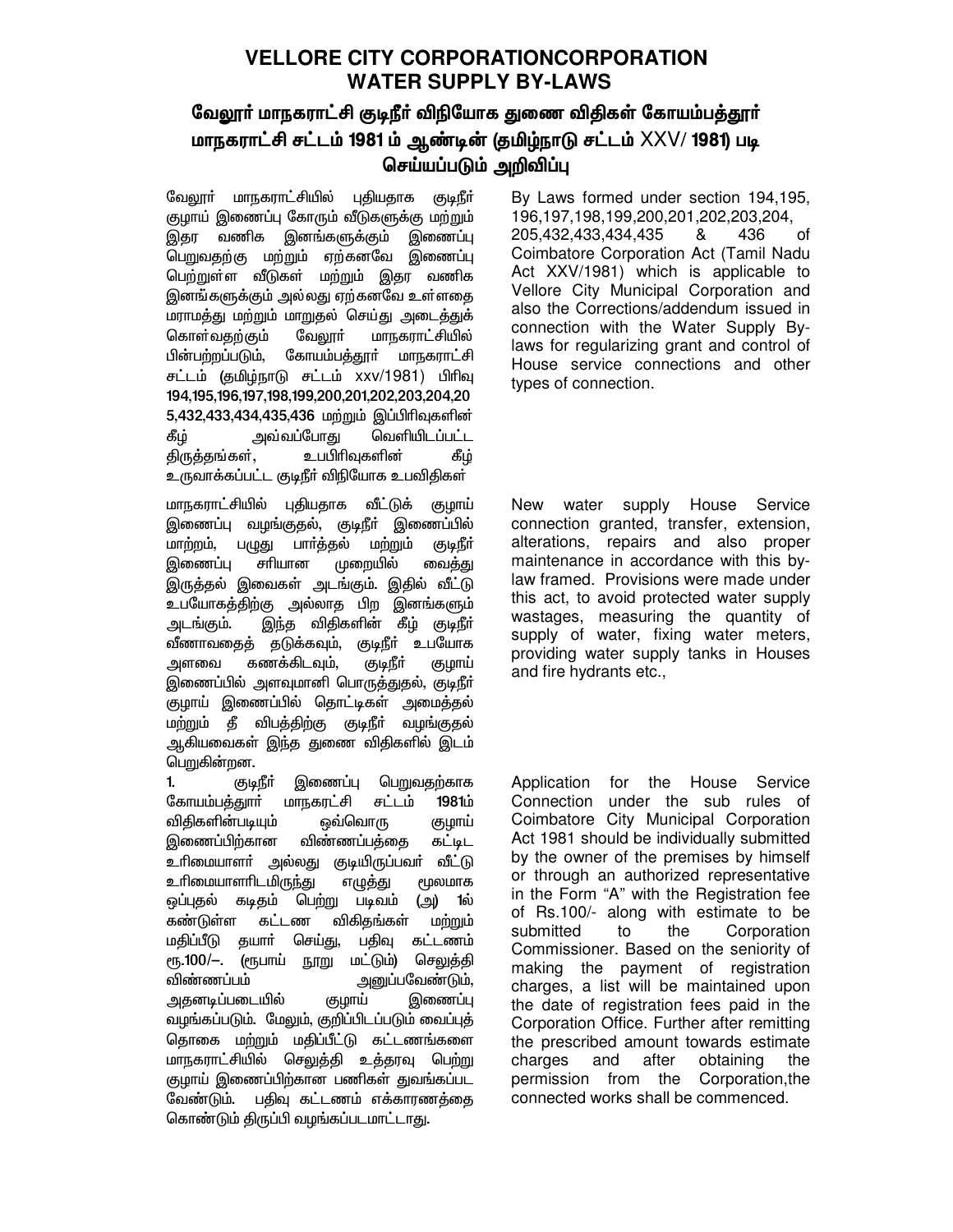# VELLORE CITY CORPORATIONCORPORATION WATER SUPPLY BY-LAWS

## வேலூர் மாநகராட்சி குடிநீர் விநியோக துணை விதிகள் கோயம்பத்தூர் மாநகராட்சி சட்டம் 1981 ம் ஆண்டின் (தமிழ்நாடு சட்டம் XXV/ 1981) படி செய்யப்படும் அறிவிப்பு

வேலூர் மாநகராட்சியில் புதியதாக குடிநீர் குழாய் இணைப்பு கோரும் வீடுகளுக்கு மற்றும் இதர வணிக இனங்களுக்கும் இணைப்பு பெறுவதற்கு மற்றும் ஏற்கனவே இணைப்பு பெற்றுள்ள வீடுகள் மற்றும் இதர வணிக இனங்களுக்கும் அல்லது ஏற்கனவே உள்ளதை மராமத்து மற்றும் மாறுதல் செய்து அடைத்துக் கொள்வதற்கும் வேலூர் மாநகராட்சியில் பின்பற்றப்படும், கோயம்பத்தூர் மாநகராட்சி சட்டம் (தமிழ்நாடு சட்டம் xxv/1981) பிரிவு 194,195,196,197,198,199,200,201,202,203,204,205,432,433,434,435,436 மற்றும் இப்பிரிவுகளின் கீழ் அவ்வப்போது வெளியிடப்பட்ட திருத்தங்கள், உபபிரிவுகளின் கீழ் உருவாக்கப்பட்ட குடிநீர் விநியோக உபவிதிகள்

By Laws formed under section 194,195, 196,197,198,199,200,201,202,203,204, 205,432,433,434,435 & 436 of Coimbatore Corporation Act (Tamil Nadu Act XXV/1981) which is applicable to Vellore City Municipal Corporation and also the Corrections/addendum issued in connection with the Water Supply By-laws for regularizing grant and control of House service connections and other types of connection.

மாநகராட்சியில் புதியதாக வீட்டுக் குழாய் இணைப்பு வழங்குதல், குடிநீர் இணைப்பில் மாற்றம், பழுது பார்த்தல் மற்றும் குடிநீர் இணைப்பு சரியான முறையில் வைத்து இருத்தல் இவைகள் அடங்கும். இதில் வீட்டு உபயோகத்திற்கு அல்லாத பிற இனங்களும் அடங்கும். இந்த விதிகளின் கீழ் குடிநீர் வீணாவதைத் தடுக்கவும், குடிநீர் உபயோக அளவை கணக்கிடவும், குடிநீர் குழாய் இணைப்பில் அளவுமானி பொருத்துதல், குடிநீர் குழாய் இணைப்பில் தொட்டிகள் அமைத்தல் மற்றும் தீ விபத்திற்கு குடிநீர் வழங்குதல் ஆகியவைகள் இந்த துணை விதிகளில் இடம் பெறுகின்றன.

New water supply House Service connection granted, transfer, extension, alterations, repairs and also proper maintenance in accordance with this by-law framed. Provisions were made under this act, to avoid protected water supply wastages, measuring the quantity of supply of water, fixing water meters, providing water supply tanks in Houses and fire hydrants etc.,

1. குடிநீர் இணைப்பு பெறுவதற்காக கோயம்பத்தூர் மாநகரட்சி சட்டம் 1981ம் விதிகளின்படியும் ஒவ்வொரு குழாய் இணைப்பிற்கான விண்ணபத்தை கட்டிட உரிமையாளர் அல்லது குடியிருப்பவர் வீட்டு உரிமையாளரிடமிருந்து எழுத்து மூலமாக ஒப்புதல் கடிதம் பெற்று படிவம் (அ) 1ல் கண்டுள்ள கட்டண விகிதங்கள் மற்றும் மதிப்பீடு தயார் செய்து, பதிவு கட்டணம் ரூ.100/–. (ரூபாய் நூறு மட்டும்) செலுத்தி விண்ணபம் அனுப்பவேண்டும், அதனடிப்படையில் குழாய் இணைப்பு வழங்கப்படும். மேலும், குறிப்பிடப்படும் வைப்புத் தொகை மற்றும் மதிப்பீட்டு கட்டணங்களை மாநகராட்சியில் செலுத்தி உத்தரவு பெற்று குழாய் இணைப்பிற்கான பணிகள் துவங்கப்பட வேண்டும். பதிவு கட்டணம் எக்காரணத்தை கொண்டும் திருப்பி வழங்கப்படமாட்டாது.

Application for the House Service Connection under the sub rules of Coimbatore City Municipal Corporation Act 1981 should be individually submitted by the owner of the premises by himself or through an authorized representative in the Form "A" with the Registration fee of Rs.100/- along with estimate to be submitted to the Corporation Commissioner. Based on the seniority of making the payment of registration charges, a list will be maintained upon the date of registration fees paid in the Corporation Office. Further after remitting the prescribed amount towards estimate charges and after obtaining the permission from the Corporation,the connected works shall be commenced.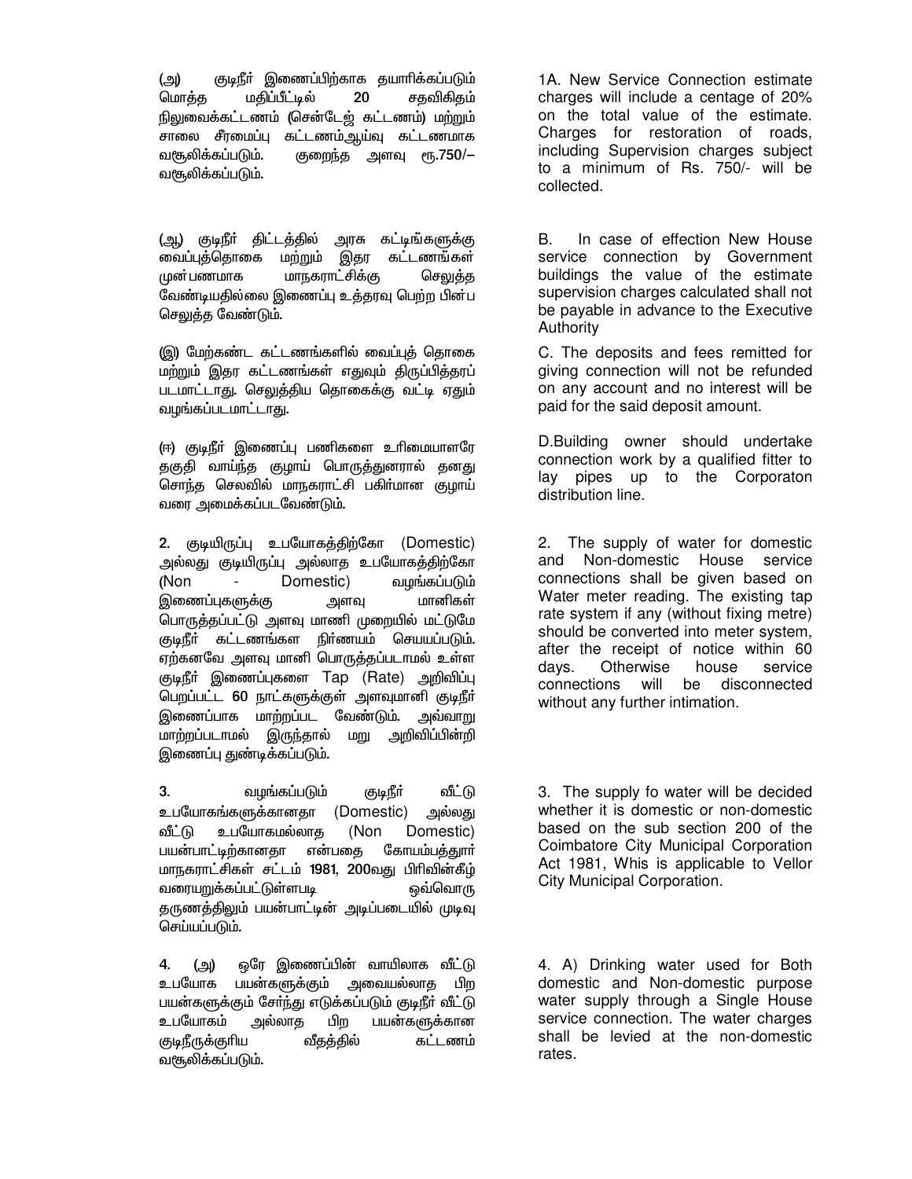(அ) குடிநீர் இணைப்பிற்காக தயாரிக்கப்படும் மொத்த மதிப்பீட்டில் 20 சதவிகிதம் நிலுவைக்கட்டணம் (சென்டேஜ் கட்டணம்) மற்றும் சாலை சீரமைப்பு கட்டணம்/ஆய்வு கட்டணமாக வசூலிக்கப்படும். குறைந்த அளவு ரூ.750/– வசூலிக்கப்படும்.

1A. New Service Connection estimate charges will include a centage of 20% on the total value of the estimate. Charges for restoration of roads, including Supervision charges subject to a minimum of Rs. 750/- will be collected.

(ஆ) குடிநீர் திட்டத்தில் அரசு கட்டிங்களுக்கு வைப்புத்தொகை மற்றும் இதர கட்டணங்கள் முன்பணமாக மாநகராட்சிக்கு செலுத்த வேண்டியதில்லை இணைப்பு உத்தரவு பெற்ற பின்ப செலுத்த வேண்டும்.

B. In case of effection New House service connection by Government buildings the value of the estimate supervision charges calculated shall not be payable in advance to the Executive Authority

(இ) மேற்கண்ட கட்டணங்களில் வைப்புத் தொகை மற்றும் இதர கட்டணங்கள் எதுவும் திருப்பித்தரப் படமாட்டாது. செலுத்திய தொகைக்கு வட்டி ஏதும் வழங்கப்படமாட்டாது.

C. The deposits and fees remitted for giving connection will not be refunded on any account and no interest will be paid for the said deposit amount.

(ஈ) குடிநீர் இணைப்பு பணிகளை உரிமையாளரே தகுதி வாய்ந்த குழாய் பொருத்துனரால் தனது சொந்த செலவில் மாநகராட்சி பகிர்மான குழாய் வரை அமைக்கப்படவேண்டும்.

D.Building owner should undertake connection work by a qualified fitter to lay pipes up to the Corporaton distribution line.

2. குடியிருப்பு உபயோகத்திற்கோ (Domestic) அல்லது குடியிருப்பு அல்லாத உபயோகத்திற்கோ (Non - Domestic) வழங்கப்படும் இணைப்புகளுக்கு அளவு மானிகள் பொருத்தப்பட்டு அளவு மாணி முறையில் மட்டுமே குடிநீர் கட்டணங்கள நிர்ணயம் செயயப்படும். ஏற்கனவே அளவு மானி பொருத்தப்படாமல் உள்ள குடிநீர் இணைப்புகளை Tap (Rate) அறிவிப்பு பெறப்பட்ட 60 நாட்களுக்குள் அளவுமானி குடிநீர் இணைப்பாக மாற்றப்பட வேண்டும். அவ்வாறு மாற்றப்படாமல் இருந்தால் மறு அறிவிப்பின்றி இணைப்பு துண்டிக்கப்படும்.

2. The supply of water for domestic and Non-domestic House service connections shall be given based on Water meter reading. The existing tap rate system if any (without fixing metre) should be converted into meter system, after the receipt of notice within 60 days. Otherwise house service connections will be disconnected without any further intimation.

3. வழங்கப்படும் குடிநீர் வீட்டு உபயோகங்களுக்கானதா (Domestic) அல்லது வீட்டு உபயோகமல்லாத (Non Domestic) பயன்பாட்டிற்கானதா என்பதை கோயம்பத்துார் மாநகராட்சிகள் சட்டம் 1981, 200வது பிரிவின்கீழ் வரையறுக்கப்பட்டுள்ளபடி ஒவ்வொரு தருணத்திலும் பயன்பாட்டின் அடிப்படையில் முடிவு செய்யப்படும்.

3. The supply fo water will be decided whether it is domestic or non-domestic based on the sub section 200 of the Coimbatore City Municipal Corporation Act 1981, Whis is applicable to Vellor City Municipal Corporation.

4. (அ) ஒரே இணைப்பின் வாயிலாக வீட்டு உபயோக பயன்களுக்கும் அவையல்லாத பிற பயன்களுக்கும் சேர்ந்து எடுக்கப்படும் குடிநீர் வீட்டு உபயோகம் அல்லாத பிற பயன்களுக்கான குடிநீருக்குரிய வீதத்தில் கட்டணம் வசூலிக்கப்படும்.

4. A) Drinking water used for Both domestic and Non-domestic purpose water supply through a Single House service connection. The water charges shall be levied at the non-domestic rates.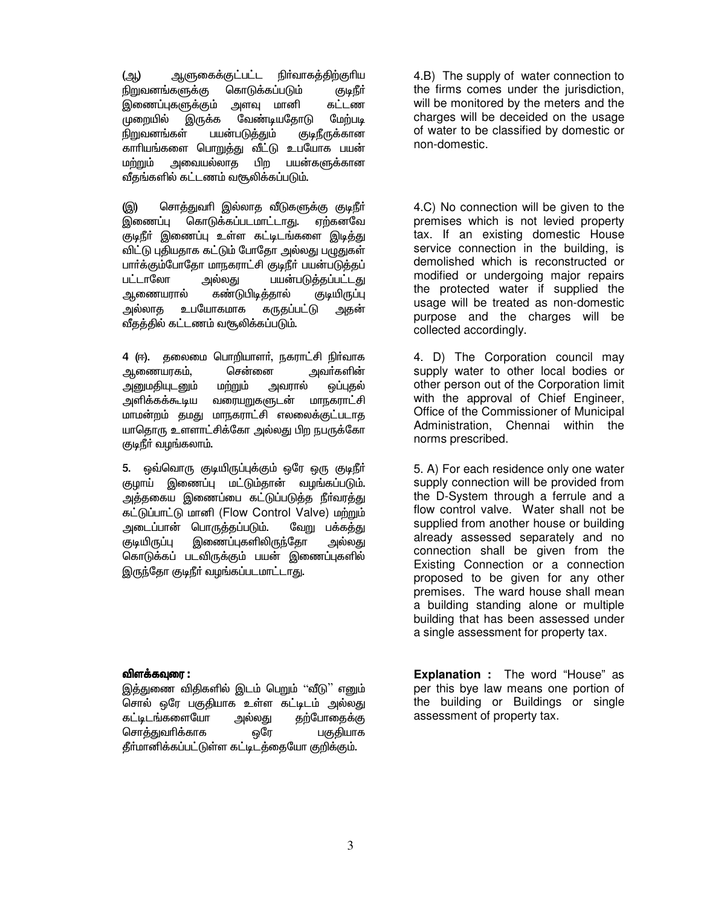(ஆ) ஆளுகைக்குட்பட்ட நிர்வாகத்திற்குரிய நிறுவனங்களுக்கு கொடுக்கப்படும் குடிநீர் இணைப்புகளுக்கும் அளவு மானி கட்டண முறையில் இருக்க வேண்டியதோடு மேற்படி நிறுவனங்கள் பயன்படுத்தும் குடிநீருக்கான காரியங்களை பொறுத்து வீட்டு உபயோக பயன் மற்றும் அவையல்லாத பிற பயன்களுக்கான வீதங்களில் கட்டணம் வசூலிக்கப்படும்.

(இ) சொத்துவரி இல்லாத வீடுகளுக்கு குடிநீர் இணைப்பு கொடுக்கப்படமாட்டாது. ஏற்கனவே குடிநீர் இணைப்பு உள்ள கட்டிடங்களை இடித்து விட்டு புதியதாக கட்டும் போதோ அல்லது பழுதுகள் பார்க்கும்போதோ மாநகராட்சி குடிநீர் பயன்படுத்தப் பட்டாலோ அல்லது பயன்படுத்தப்பட்டது ஆணையரால் கண்டுபிடித்தால் குடியிருப்பு அல்லாத உபயோகமாக கருதப்பட்டு அதன் வீதத்தில் கட்டணம் வசூலிக்கப்படும்.

4 (ஈ). தலைமை பொறியாளர், நகராட்சி நிர்வாக ஆணையரகம், சென்னை அவர்களின் அனுமதியுடனும் மற்றும் அவரால் ஒப்புதல் அளிக்கக்கூடிய வரையறுகளுடன் மாநகராட்சி மாமன்றம் தமது மாநகராட்சி எலலைக்குட்படாத யாதொரு உளளாட்சிக்கோ அல்லது பிற நபருக்கோ குடிநீர் வழங்கலாம்.

5. ஒவ்வொரு குடியிருப்புக்கும் ஒரே ஒரு குடிநீர் குழாய் இணைப்பு மட்டும்தான் வழங்கப்படும். அத்தகைய இணைப்பை கட்டுப்படுத்த நீர்வரத்து கட்டுப்பாட்டு மானி (Flow Control Valve) மற்றும் அடைப்பான் பொருத்தப்படும். வேறு பக்கத்து குடியிருப்பு இணைப்புகளிலிருந்தோ அல்லது கொடுக்கப் படவிருக்கும் பயன் இணைப்புகளில் இருந்தோ குடிநீர் வழங்கப்படமாட்டாது.

**விளக்கவுரை :**
இத்துணை விதிகளில் இடம் பெறும் "வீடு" எனும் சொல் ஒரே பகுதியாக உள்ள கட்டிடம் அல்லது கட்டிடங்களையோ அல்லது தற்போதைக்கு சொத்துவரிக்காக ஒரே பகுதியாக தீர்மானிக்கப்பட்டுள்ள கட்டிடத்தையோ குறிக்கும்.

4.B) The supply of water connection to the firms comes under the jurisdiction, will be monitored by the meters and the charges will be deceided on the usage of water to be classified by domestic or non-domestic.

4.C) No connection will be given to the premises which is not levied property tax. If an existing domestic House service connection in the building, is demolished which is reconstructed or modified or undergoing major repairs the protected water if supplied the usage will be treated as non-domestic purpose and the charges will be collected accordingly.

4. D) The Corporation council may supply water to other local bodies or other person out of the Corporation limit with the approval of Chief Engineer, Office of the Commissioner of Municipal Administration, Chennai within the norms prescribed.

5. A) For each residence only one water supply connection will be provided from the D-System through a ferrule and a flow control valve. Water shall not be supplied from another house or building already assessed separately and no connection shall be given from the Existing Connection or a connection proposed to be given for any other premises. The ward house shall mean a building standing alone or multiple building that has been assessed under a single assessment for property tax.

**Explanation :** The word "House" as per this bye law means one portion of the building or Buildings or single assessment of property tax.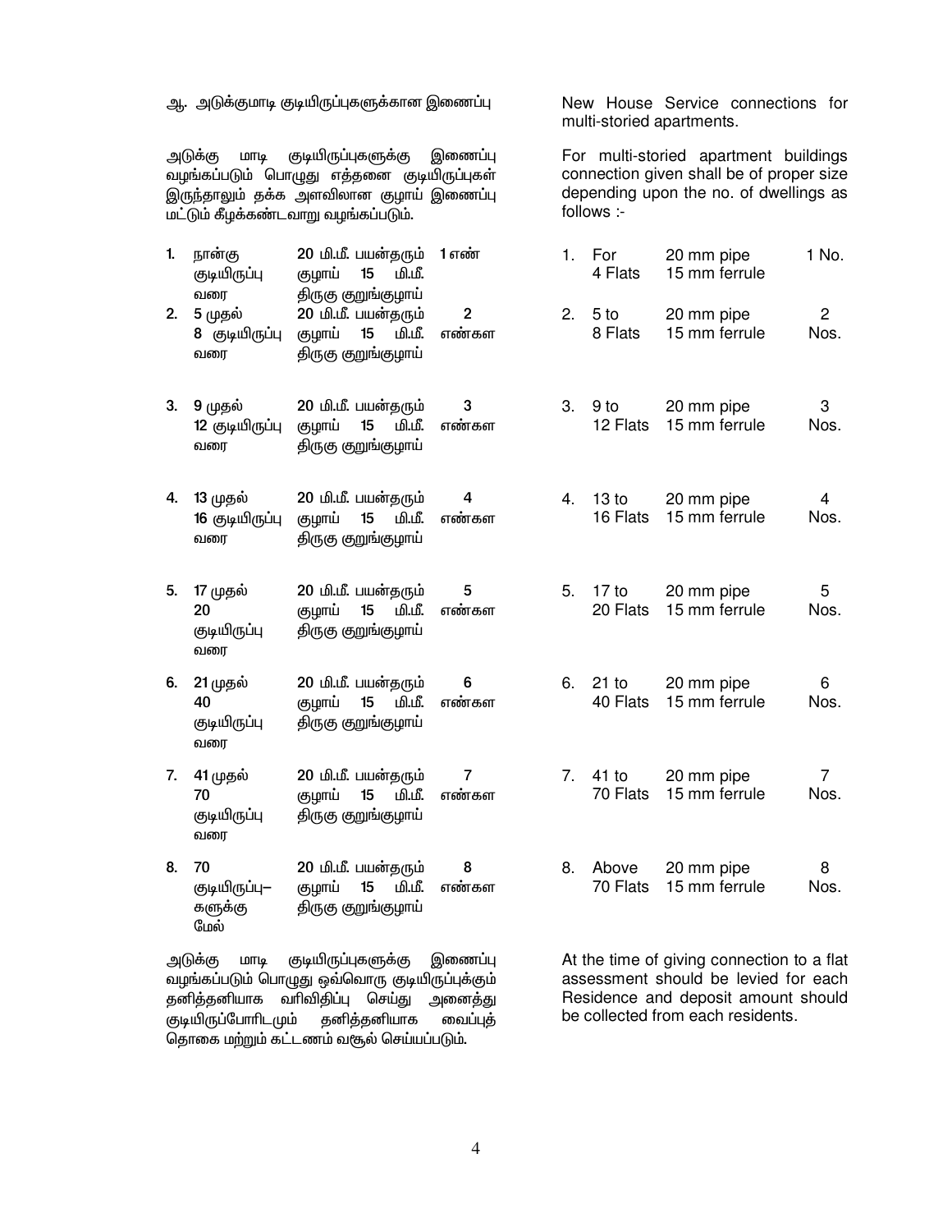ஆ. அடுக்குமாடி குடியிருப்புகளுக்கான இணைப்பு

அடுக்கு மாடி குடியிருப்புகளுக்கு இணைப்பு வழங்கப்படும் பொழுது எத்தனை குடியிருப்புகள் இருந்தாலும் தக்க அளவிலான குழாய் இணைப்பு மட்டும் கீழக்கண்டவாறு வழங்கப்படும்.

| | | | |
|---|---|---|---|
| 1. | நான்கு குடியிருப்பு வரை | 20 மி.மீ. பயன்தரும் குழாய் 15 மி.மீ. திருகு குறுங்குழாய் | 1 எண் |
| 2. | 5 முதல் 8 குடியிருப்பு வரை | 20 மி.மீ. பயன்தரும் குழாய் 15 மி.மீ. திருகு குறுங்குழாய் | 2 எண்கள |
| 3. | 9 முதல் 12 குடியிருப்பு வரை | 20 மி.மீ. பயன்தரும் குழாய் 15 மி.மீ. திருகு குறுங்குழாய் | 3 எண்கள |
| 4. | 13 முதல் 16 குடியிருப்பு வரை | 20 மி.மீ. பயன்தரும் குழாய் 15 மி.மீ. திருகு குறுங்குழாய் | 4 எண்கள |
| 5. | 17 முதல் 20 குடியிருப்பு வரை | 20 மி.மீ. பயன்தரும் குழாய் 15 மி.மீ. திருகு குறுங்குழாய் | 5 எண்கள |
| 6. | 21 முதல் 40 குடியிருப்பு வரை | 20 மி.மீ. பயன்தரும் குழாய் 15 மி.மீ. திருகு குறுங்குழாய் | 6 எண்கள |
| 7. | 41 முதல் 70 குடியிருப்பு வரை | 20 மி.மீ. பயன்தரும் குழாய் 15 மி.மீ. திருகு குறுங்குழாய் | 7 எண்கள |
| 8. | 70 குடியிருப்பு–களுக்கு மேல் | 20 மி.மீ. பயன்தரும் குழாய் 15 மி.மீ. திருகு குறுங்குழாய் | 8 எண்கள |

அடுக்கு மாடி குடியிருப்புகளுக்கு இணைப்பு வழங்கப்படும் பொழுது ஒவ்வொரு குடியிருப்புக்கும் தனித்தனியாக வரிவிதிப்பு செய்து அனைத்து குடியிருப்போரிடமும் தனித்தனியாக வைப்புத் தொகை மற்றும் கட்டணம் வசூல் செய்யப்படும்.

New House Service connections for multi-storied apartments.

For multi-storied apartment buildings connection given shall be of proper size depending upon the no. of dwellings as follows :-

| | | | |
|---|---|---|---|
| 1. | For 4 Flats | 20 mm pipe 15 mm ferrule | 1 No. |
| 2. | 5 to 8 Flats | 20 mm pipe 15 mm ferrule | 2 Nos. |
| 3. | 9 to 12 Flats | 20 mm pipe 15 mm ferrule | 3 Nos. |
| 4. | 13 to 16 Flats | 20 mm pipe 15 mm ferrule | 4 Nos. |
| 5. | 17 to 20 Flats | 20 mm pipe 15 mm ferrule | 5 Nos. |
| 6. | 21 to 40 Flats | 20 mm pipe 15 mm ferrule | 6 Nos. |
| 7. | 41 to 70 Flats | 20 mm pipe 15 mm ferrule | 7 Nos. |
| 8. | Above 70 Flats | 20 mm pipe 15 mm ferrule | 8 Nos. |

At the time of giving connection to a flat assessment should be levied for each Residence and deposit amount should be collected from each residents.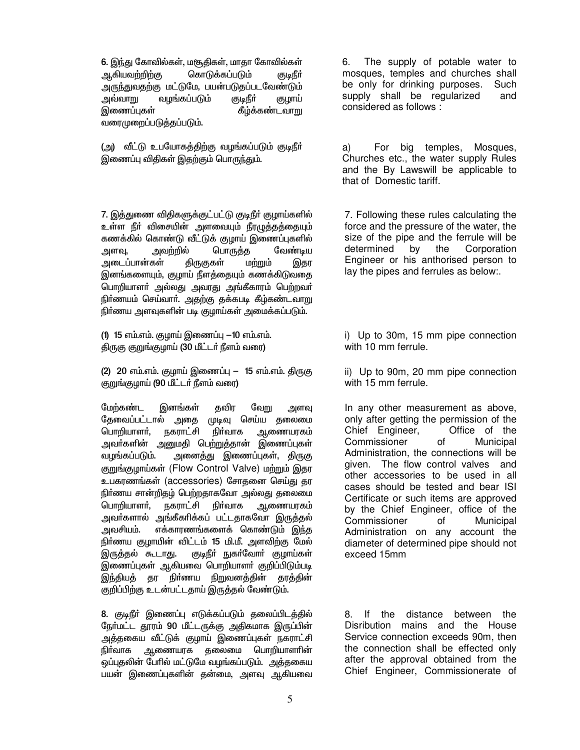6. இந்து கோவில்கள், மசூதிகள், மாதா கோவில்கள் ஆகியவற்றிற்கு கொடுக்கப்படும் குடிநீர் அருந்துவதற்கு மட்டுமே, பயன்படுதப்படவேண்டும் அவ்வாறு வழங்கப்படும் குடிநீர் குழாய் இணைப்புகள் கீழ்க்கண்டவாறு வரைமுறைப்படுத்தப்படும்.

(அ) வீட்டு உபயோகத்திற்கு வழங்கப்படும் குடிநீர் இணைப்பு விதிகள் இதற்கும் பொருந்தும்.

7. இத்துணை விதிகளுக்குட்பட்டு குடிநீர் குழாய்களில் உள்ள நீர் விசையின் அளவையும் நீரழுத்தத்தையும் கணக்கில் கொண்டு வீட்டுக் குழாய் இணைப்புகளில் அளவு, அவற்றில் பொருத்த வேண்டிய அடைப்பான்கள் திருகுகள் மற்றும் இதர இனங்களையும், குழாய் நீளத்தையும் கணக்கிடுவதை பொறியாளர் அல்லது அவரது அங்கீகாரம் பெற்றவர் நிர்ணயம் செய்வார். அதற்கு தக்கபடி கீழ்கண்டவாறு நிர்ணய அளவுகளின் படி குழாய்கள் அமைக்கப்படும்.

(1) 15 எம்.எம். குழாய் இணைப்பு –10 எம்.எம். திருகு குறுங்குழாய் (30 மீட்டர் நீளம் வரை)

(2) 20 எம்.எம். குழாய் இணைப்பு – 15 எம்.எம். திருகு குறுங்குழாய் (90 மீட்டர் நீளம் வரை)

மேற்கண்ட இனங்கள் தவிர வேறு அளவு தேவைப்பட்டால் அதை முடிவு செய்ய தலைமை பொறியாளர், நகராட்சி நிர்வாக ஆணையரகம் அவர்களின் அனுமதி பெற்றுத்தான் இணைப்புகள் வழங்கப்படும். அனைத்து இணைப்புகள், திருகு குறுங்குழாய்கள் (Flow Control Valve) மற்றும் இதர உபகரணங்கள் (accessories) சோதனை செய்து தர நிர்ணய சான்றிதழ் பெற்றதாகவோ அல்லது தலைமை பொறியாளர், நகராட்சி நிர்வாக ஆணையரகம் அவர்களால் அங்கீகரிக்கப் பட்டதாகவோ இருத்தல் அவசியம். எக்காரணங்களைக் கொண்டும் இந்த நிர்ணய குழாயின் விட்டம் 15 மி.மீ. அளவிற்கு மேல் இருத்தல் கூடாது. குடிநீர் நுகர்வோர் குழாய்கள் இணைப்புகள் ஆகியவை பொறியாளர் குறிப்பிடும்படி இந்தியத் தர நிர்ணய நிறுவனத்தின் தரத்தின் குறிப்பிற்கு உடன்பட்டதாய் இருத்தல் வேண்டும்.

8. குடிநீர் இணைப்பு எடுக்கப்படும் தலைப்பிடத்தில் நேர்மட்ட தூரம் 90 மீட்டருக்கு அதிகமாக இருப்பின் அத்தகைய வீட்டுக் குழாய் இணைப்புகள் நகராட்சி நிர்வாக ஆணையரக தலைமை பொறியாளரின் ஒப்புதலின் பேரில் மட்டுமே வழங்கப்படும். அத்தகைய பயன் இணைப்புகளின் தன்மை, அளவு ஆகியவை

6. The supply of potable water to mosques, temples and churches shall be only for drinking purposes. Such supply shall be regularized and considered as follows :

a) For big temples, Mosques, Churches etc., the water supply Rules and the By Lawswill be applicable to that of Domestic tariff.

7. Following these rules calculating the force and the pressure of the water, the size of the pipe and the ferrule will be determined by the Corporation Engineer or his anthorised person to lay the pipes and ferrules as below:.

i) Up to 30m, 15 mm pipe connection with 10 mm ferrule.

ii) Up to 90m, 20 mm pipe connection with 15 mm ferrule.

In any other measurement as above, only after getting the permission of the Chief Engineer, Office of the Commissioner of Municipal Administration, the connections will be given. The flow control valves and other accessories to be used in all cases should be tested and bear ISI Certificate or such items are approved by the Chief Engineer, office of the Commissioner of Municipal Administration on any account the diameter of determined pipe should not exceed 15mm

8. If the distance between the Disribution mains and the House Service connection exceeds 90m, then the connection shall be effected only after the approval obtained from the Chief Engineer, Commissionerate of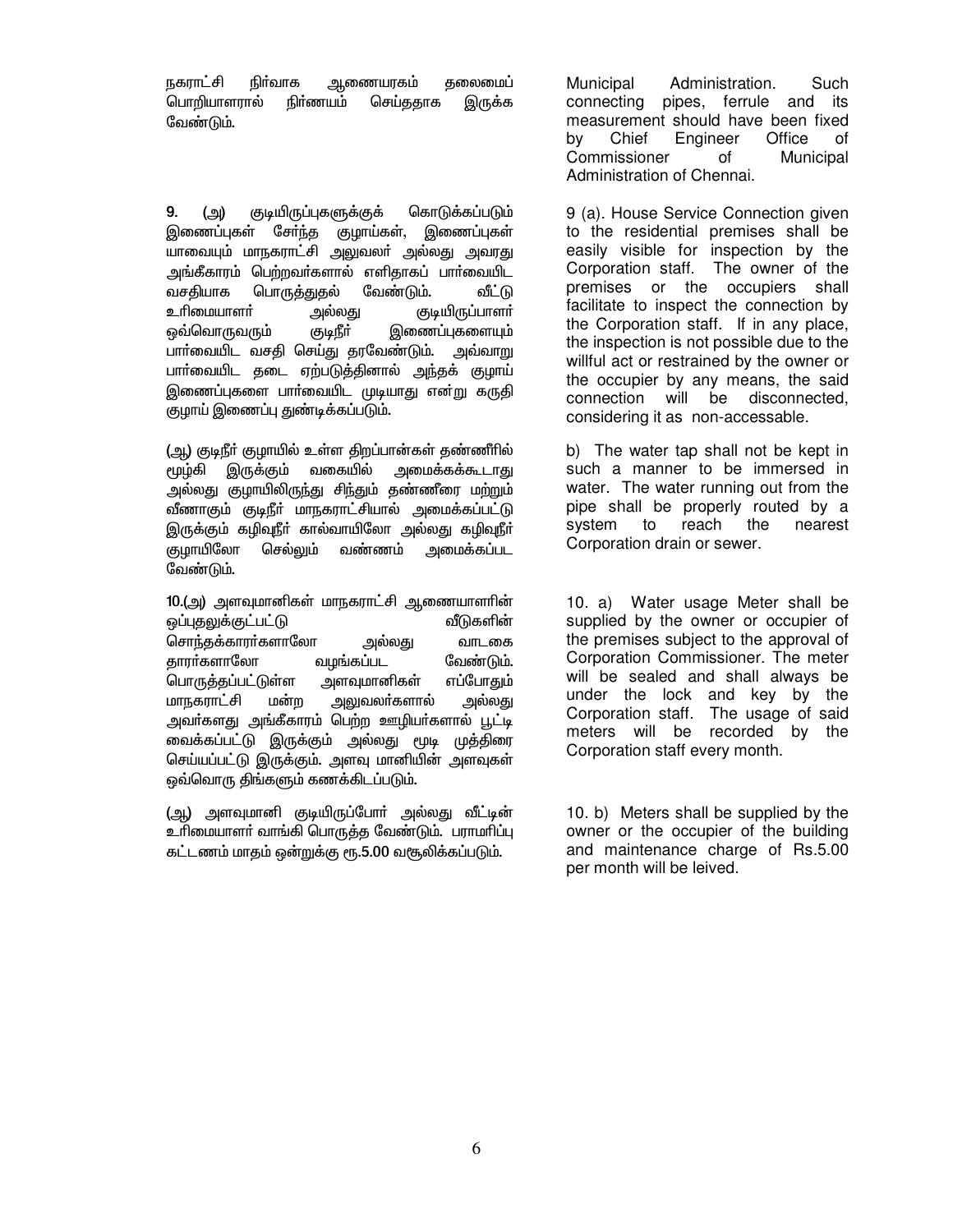நகராட்சி நிர்வாக ஆணையரகம் தலைமைப் பொறியாளரால் நிர்ணயம் செய்ததாக இருக்க வேண்டும்.

Municipal Administration. Such connecting pipes, ferrule and its measurement should have been fixed by Chief Engineer Office of Commissioner of Municipal Administration of Chennai.

9. (அ) குடியிருப்புகளுக்குக் கொடுக்கப்படும் இணைப்புகள் சேர்ந்த குழாய்கள், இணைப்புகள் யாவையும் மாநகராட்சி அலுவலர் அல்லது அவரது அங்கீகாரம் பெற்றவர்களால் எளிதாகப் பார்வையிட வசதியாக பொருத்துதல் வேண்டும். வீட்டு உரிமையாளர் அல்லது குடியிருப்பாளர் ஒவ்வொருவரும் குடிநீர் இணைப்புகளையும் பார்வையிட வசதி செய்து தரவேண்டும். அவ்வாறு பார்வையிட தடை ஏற்படுத்தினால் அந்தக் குழாய் இணைப்புகளை பார்வையிட முடியாது என்று கருதி குழாய் இணைப்பு துண்டிக்கப்படும்.

(ஆ) குடிநீர் குழாயில் உள்ள திறப்பான்கள் தண்ணீரில் மூழ்கி இருக்கும் வகையில் அமைக்கக்கூடாது அல்லது குழாயிலிருந்து சிந்தும் தண்ணீரை மற்றும் வீணாகும் குடிநீர் மாநகராட்சியால் அமைக்கப்பட்டு இருக்கும் கழிவுநீர் கால்வாயிலோ அல்லது கழிவுநீர் குழாயிலோ செல்லும் வண்ணம் அமைக்கப்பட வேண்டும்.

9 (a). House Service Connection given to the residential premises shall be easily visible for inspection by the Corporation staff. The owner of the premises or the occupiers shall facilitate to inspect the connection by the Corporation staff. If in any place, the inspection is not possible due to the willful act or restrained by the owner or the occupier by any means, the said connection will be disconnected, considering it as non-accessable.

b) The water tap shall not be kept in such a manner to be immersed in water. The water running out from the pipe shall be properly routed by a system to reach the nearest Corporation drain or sewer.

10.(அ) அளவுமானிகள் மாநகராட்சி ஆணையாளரின் ஒப்புதலுக்குட்பட்டு வீடுகளின் சொந்தக்காரர்களாலோ அல்லது வாடகை தாரர்களாலோ வழங்கப்பட வேண்டும். பொருத்தப்பட்டுள்ள அளவுமானிகள் எப்போதும் மாநகராட்சி மன்ற அலுவலர்களால் அல்லது அவர்களது அங்கீகாரம் பெற்ற ஊழியர்களால் பூட்டி வைக்கப்பட்டு இருக்கும் அல்லது மூடி முத்திரை செய்யப்பட்டு இருக்கும். அளவு மானியின் அளவுகள் ஒவ்வொரு திங்களும் கணக்கிடப்படும்.

(ஆ) அளவுமானி குடியிருப்போர் அல்லது வீட்டின் உரிமையாளர் வாங்கி பொருத்த வேண்டும். பராமரிப்பு கட்டணம் மாதம் ஒன்றுக்கு ரூ.5.00 வசூலிக்கப்படும்.

10. a) Water usage Meter shall be supplied by the owner or occupier of the premises subject to the approval of Corporation Commissioner. The meter will be sealed and shall always be under the lock and key by the Corporation staff. The usage of said meters will be recorded by the Corporation staff every month.

10. b) Meters shall be supplied by the owner or the occupier of the building and maintenance charge of Rs.5.00 per month will be leived.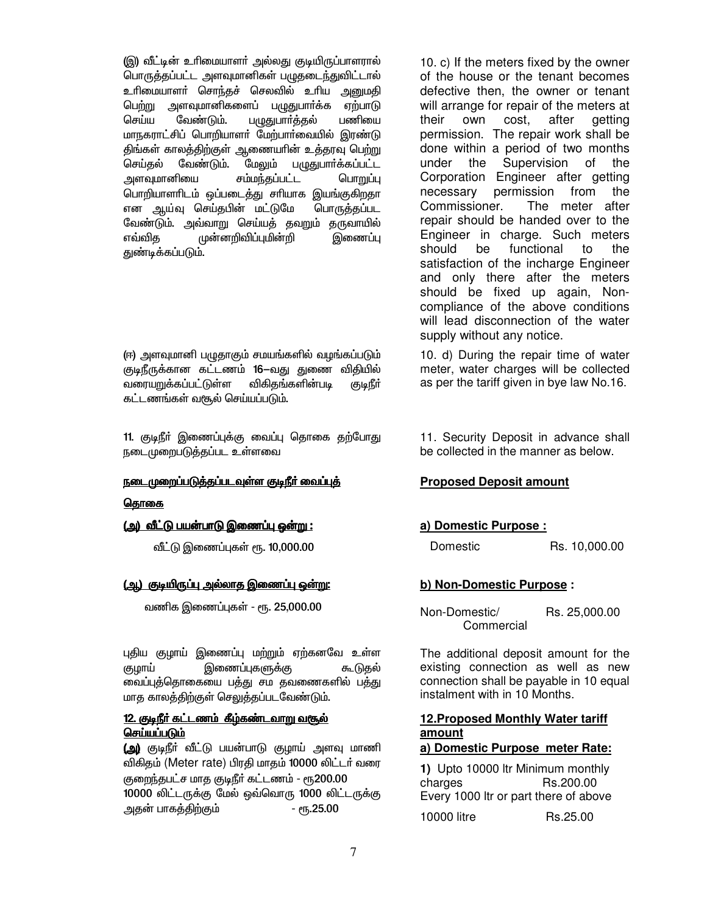(இ) வீட்டின் உரிமையாளர் அல்லது குடியிருப்பாளரால் பொருத்தப்பட்ட அளவுமானிகள் பழுதடைந்துவிட்டால் உரிமையாளர் சொந்தச் செலவில் உரிய அனுமதி பெற்று அளவுமானிகளைப் பழுதுபார்க்க ஏற்பாடு செய்ய வேண்டும். பழுதுபார்த்தல் பணியை மாநகராட்சிப் பொறியாளர் மேற்பார்வையில் இரண்டு திங்கள் காலத்திற்குள் ஆணையரின் உத்தரவு பெற்று செய்தல் வேண்டும். மேலும் பழுதுபார்க்கப்பட்ட அளவுமானியை சம்மந்தப்பட்ட பொறுப்பு பொறியாளரிடம் ஒப்படைத்து சரியாக இயங்குகிறதா என ஆய்வு செய்தபின் மட்டுமே பொருத்தப்பட வேண்டும். அவ்வாறு செய்யத் தவறும் தருவாயில் எவ்வித முன்னறிவிப்புமின்றி இணைப்பு துண்டிக்கப்படும்.

10. c) If the meters fixed by the owner of the house or the tenant becomes defective then, the owner or tenant will arrange for repair of the meters at their own cost, after getting permission. The repair work shall be done within a period of two months under the Supervision of the Corporation Engineer after getting necessary permission from the Commissioner. The meter after repair should be handed over to the Engineer in charge. Such meters should be functional to the satisfaction of the incharge Engineer and only there after the meters should be fixed up again, Non-compliance of the above conditions will lead disconnection of the water supply without any notice.

(ஈ) அளவுமானி பழுதாகும் சமயங்களில் வழங்கப்படும் குடிநீருக்கான கட்டணம் 16–வது துணை விதியில் வரையறுக்கப்பட்டுள்ள விகிதங்களின்படி குடிநீர் கட்டணங்கள் வசூல் செய்யப்படும்.

10. d) During the repair time of water meter, water charges will be collected as per the tariff given in bye law No.16.

11. குடிநீர் இணைப்புக்கு வைப்பு தொகை தற்போது நடைமுறைபடுத்தப்பட உள்ளவை

11. Security Deposit in advance shall be collected in the manner as below.

**நடைமுறைப்படுத்தப்படவுள்ள குடிநீர் வைப்புத் தொகை**

**Proposed Deposit amount**

**(அ) வீட்டு பயன்பாடு இணைப்பு ஒன்று :**

வீட்டு இணைப்புகள் ரூ. 10,000.00

**a) Domestic Purpose :**

Domestic Rs. 10,000.00

**(ஆ) குடியிருப்பு அல்லாத இணைப்பு ஒன்று:**

வணிக இணைப்புகள் - ரூ. 25,000.00

**b) Non-Domestic Purpose :**

Non-Domestic/ Commercial Rs. 25,000.00

புதிய குழாய் இணைப்பு மற்றும் ஏற்கனவே உள்ள குழாய் இணைப்புகளுக்கு கூடுதல் வைப்புத்தொகையை பத்து சம தவணைகளில் பத்து மாத காலத்திற்குள் செலுத்தப்படவேண்டும்.

The additional deposit amount for the existing connection as well as new connection shall be payable in 10 equal instalment with in 10 Months.

**12. குடிநீர் கட்டணம் கீழ்கண்டவாறு வசூல் செய்யப்படும்**

**(அ)** குடிநீர் வீட்டு பயன்பாடு குழாய் அளவு மாணி விகிதம் (Meter rate) பிரதி மாதம் 10000 லிட்டர் வரை குறைந்தபட்ச மாத குடிநீர் கட்டணம் - ரூ200.00
10000 லிட்டருக்கு மேல் ஒவ்வொரு 1000 லிட்டருக்கு அதன் பாகத்திற்கும் - ரூ.25.00

**12.Proposed Monthly Water tariff amount**

**a) Domestic Purpose meter Rate:**

**1)** Upto 10000 ltr Minimum monthly charges Rs.200.00
Every 1000 ltr or part there of above 10000 litre Rs.25.00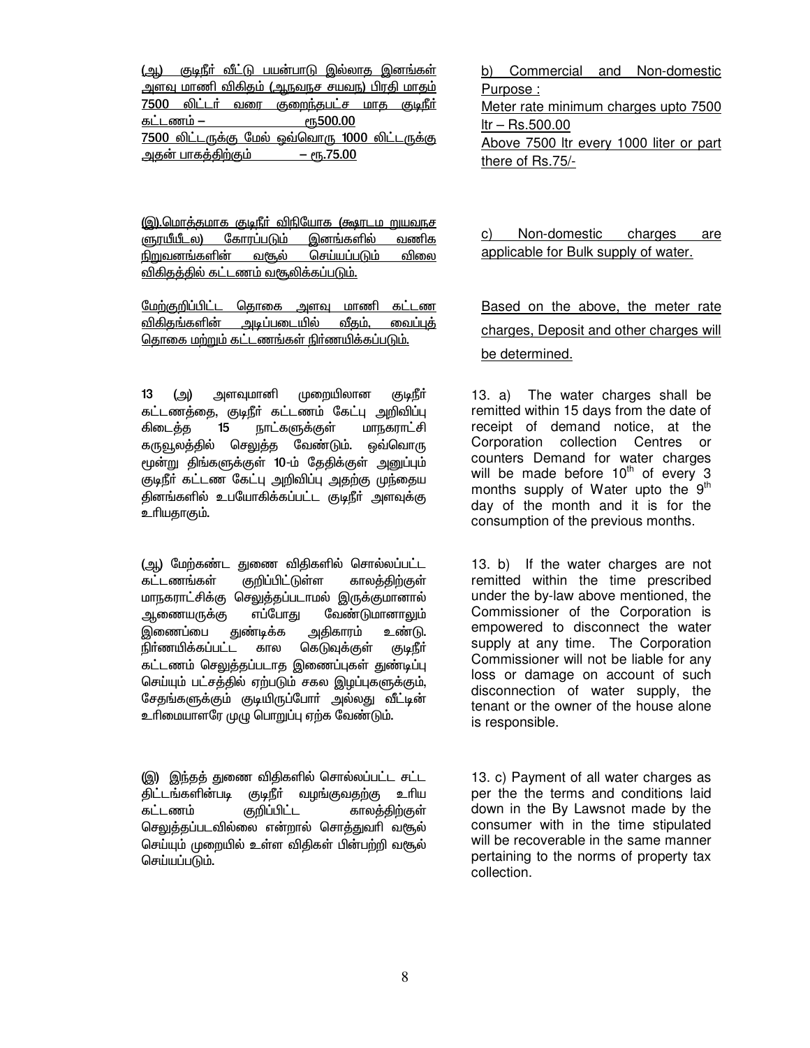(ஆ) குடிநீர் வீட்டு பயன்பாடு இல்லாத இனங்கள் அளவு மாணி விகிதம் (ஆநவநச சயவந) பிரதி மாதம் 7500 லிட்டர் வரை குறைந்தபட்ச மாத குடிநீர் கட்டணம் – ரூ500.00
7500 லிட்டருக்கு மேல் ஒவ்வொரு 1000 லிட்டருக்கு அதன் பாகத்திற்கும் – ரூ.75.00

b) Commercial and Non-domestic Purpose :
Meter rate minimum charges upto 7500 ltr – Rs.500.00
Above 7500 ltr every 1000 liter or part there of Rs.75/-

(இ).மொத்தமாக குடிநீர் விநியோக (டீரடம ளரயீடீடல) கோரப்படும் இனங்களில் வணிக நிறுவனங்களின் வசூல் செய்யப்படும் விலை விகிதத்தில் கட்டணம் வசூலிக்கப்படும்.

c) Non-domestic charges are applicable for Bulk supply of water.

மேற்குறிப்பிட்ட தொகை அளவு மாணி கட்டண விகிதங்களின் அடிப்படையில் வீதம், வைப்புத் தொகை மற்றும் கட்டணங்கள் நிர்ணயிக்கப்படும்.

Based on the above, the meter rate charges, Deposit and other charges will be determined.

13 (அ) அளவுமானி முறையிலான குடிநீர் கட்டணத்தை, குடிநீர் கட்டணம் கேட்பு அறிவிப்பு கிடைத்த 15 நாட்களுக்குள் மாநகராட்சி கருவூலத்தில் செலுத்த வேண்டும். ஒவ்வொரு மூன்று திங்களுக்குள் 10-ம் தேதிக்குள் அனுப்பும் குடிநீர் கட்டண கேட்பு அறிவிப்பு அதற்கு முந்தைய தினங்களில் உபயோகிக்கப்பட்ட குடிநீர் அளவுக்கு உரியதாகும்.

13. a) The water charges shall be remitted within 15 days from the date of receipt of demand notice, at the Corporation collection Centres or counters Demand for water charges will be made before 10th of every 3 months supply of Water upto the 9th day of the month and it is for the consumption of the previous months.

(ஆ) மேற்கண்ட துணை விதிகளில் சொல்லப்பட்ட கட்டணங்கள் குறிப்பிட்டுள்ள காலத்திற்குள் மாநகராட்சிக்கு செலுத்தப்படாமல் இருக்குமானால் ஆணையருக்கு எப்போது வேண்டுமானாலும் இணைப்பை துண்டிக்க அதிகாரம் உண்டு. நிர்ணயிக்கப்பட்ட கால கெடுவுக்குள் குடிநீர் கட்டணம் செலுத்தப்படாத இணைப்புகள் துண்டிப்பு செய்யும் பட்சத்தில் ஏற்படும் சகல இழப்புகளுக்கும், சேதங்களுக்கும் குடியிருப்போர் அல்லது வீட்டின் உரிமையாளரே முழு பொறுப்பு ஏற்க வேண்டும்.

13. b) If the water charges are not remitted within the time prescribed under the by-law above mentioned, the Commissioner of the Corporation is empowered to disconnect the water supply at any time. The Corporation Commissioner will not be liable for any loss or damage on account of such disconnection of water supply, the tenant or the owner of the house alone is responsible.

(இ) இந்தத் துணை விதிகளில் சொல்லப்பட்ட சட்ட திட்டங்களின்படி குடிநீர் வழங்குவதற்கு உரிய கட்டணம் குறிப்பிட்ட காலத்திற்குள் செலுத்தப்படவில்லை என்றால் சொத்துவரி வசூல் செய்யும் முறையில் உள்ள விதிகள் பின்பற்றி வசூல் செய்யப்படும்.

13. c) Payment of all water charges as per the the terms and conditions laid down in the By Lawsnot made by the consumer with in the time stipulated will be recoverable in the same manner pertaining to the norms of property tax collection.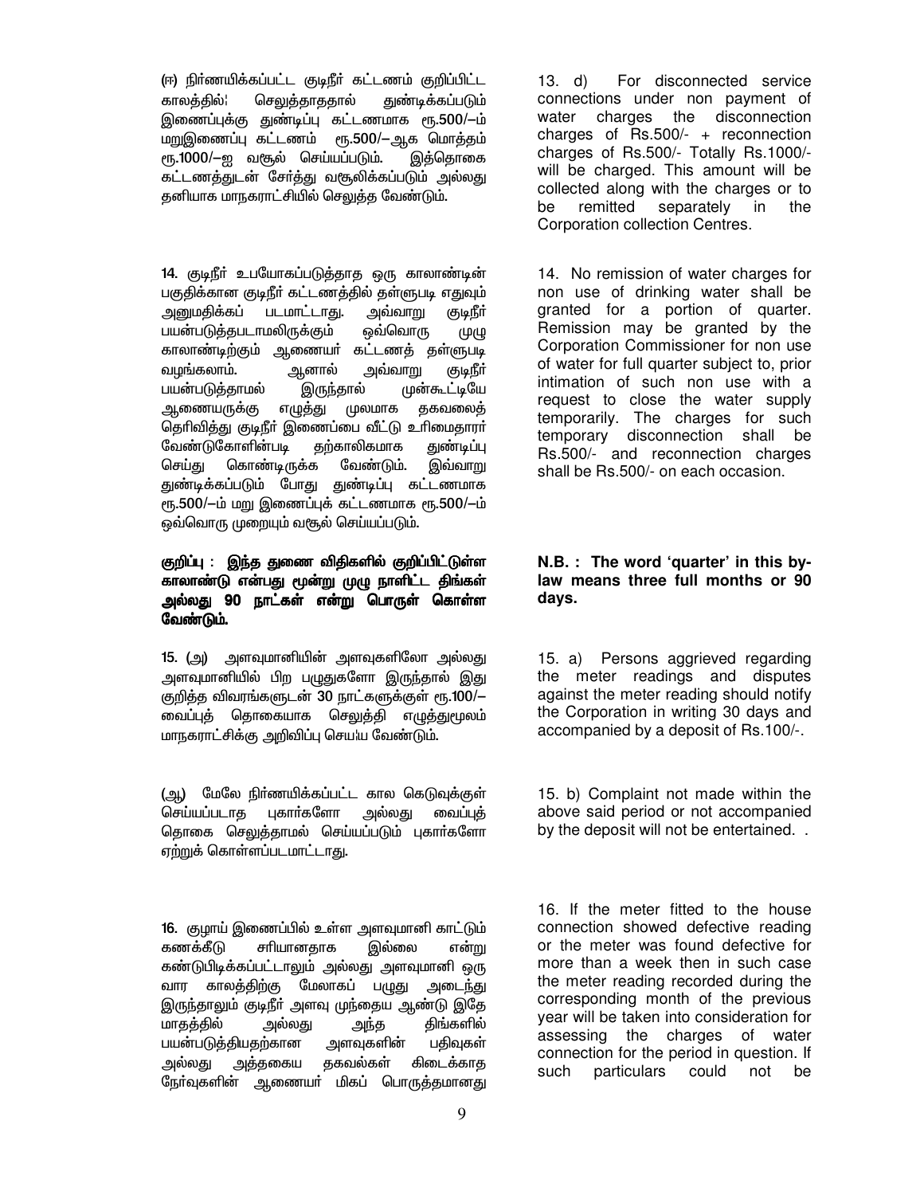(ஈ) நிர்ணயிக்கப்பட்ட குடிநீர் கட்டணம் குறிப்பிட்ட காலத்தில்¦ செலுத்தாததால் துண்டிக்கப்படும் இணைப்புக்கு துண்டிப்பு கட்டணமாக ரூ.500/–ம் மறுஇணைப்பு கட்டணம் ரூ.500/–ஆக மொத்தம் ரூ.1000/–ஐ வசூல் செய்யப்படும். இத்தொகை கட்டணத்துடன் சேர்த்து வசூலிக்கப்படும் அல்லது தனியாக மாநகராட்சியில் செலுத்த வேண்டும்.

13. d) For disconnected service connections under non payment of water charges the disconnection charges of Rs.500/- + reconnection charges of Rs.500/- Totally Rs.1000/- will be charged. This amount will be collected along with the charges or to be remitted separately in the Corporation collection Centres.

14. குடிநீர் உபயோகப்படுத்தாத ஒரு காலாண்டின் பகுதிக்கான குடிநீர் கட்டணத்தில் தள்ளுபடி எதுவும் அனுமதிக்கப் படமாட்டாது. அவ்வாறு குடிநீர் பயன்படுத்தபடாமலிருக்கும் ஒவ்வொரு முழு காலாண்டிற்கும் ஆணையர் கட்டணத் தள்ளுபடி வழங்கலாம். ஆனால் அவ்வாறு குடிநீர் பயன்படுத்தாமல் இருந்தால் முன்கூட்டியே ஆணையருக்கு எழுத்து முலமாக தகவலைத் தெரிவித்து குடிநீர் இணைப்பை வீட்டு உரிமைதாரர் வேண்டுகோளின்படி தற்காலிகமாக துண்டிப்பு செய்து கொண்டிருக்க வேண்டும். இவ்வாறு துண்டிக்கப்படும் போது துண்டிப்பு கட்டணமாக ரூ.500/–ம் மறு இணைப்புக் கட்டணமாக ரூ.500/–ம் ஒவ்வொரு முறையும் வசூல் செய்யப்படும்.

14. No remission of water charges for non use of drinking water shall be granted for a portion of quarter. Remission may be granted by the Corporation Commissioner for non use of water for full quarter subject to, prior intimation of such non use with a request to close the water supply temporarily. The charges for such temporary disconnection shall be Rs.500/- and reconnection charges shall be Rs.500/- on each occasion.

**குறிப்பு : இந்த துணை விதிகளில் குறிப்பிட்டுள்ள காலாண்டு என்பது மூன்று முழு நாளிட்ட திங்கள் அல்லது 90 நாட்கள் என்று பொருள் கொள்ள வேண்டும்.**

**N.B. : The word 'quarter' in this by-law means three full months or 90 days.**

15. (அ) அளவுமானியின் அளவுகளிலோ அல்லது அளவுமானியில் பிற பழுதுகளோ இருந்தால் இது குறித்த விவரங்களுடன் 30 நாட்களுக்குள் ரூ.100/– வைப்புத் தொகையாக செலுத்தி எழுத்துமூலம் மாநகராட்சிக்கு அறிவிப்பு செய்ய வேண்டும்.

15. a) Persons aggrieved regarding the meter readings and disputes against the meter reading should notify the Corporation in writing 30 days and accompanied by a deposit of Rs.100/-.

(ஆ) மேலே நிர்ணயிக்கப்பட்ட கால கெடுவுக்குள் செய்யப்படாத புகார்களோ அல்லது வைப்புத் தொகை செலுத்தாமல் செய்யப்படும் புகார்களோ ஏற்றுக் கொள்ளப்படமாட்டாது.

15. b) Complaint not made within the above said period or not accompanied by the deposit will not be entertained. .

16. குழாய் இணைப்பில் உள்ள அளவுமானி காட்டும் கணக்கீடு சரியானதாக இல்லை என்று கண்டுபிடிக்கப்பட்டாலும் அல்லது அளவுமானி ஒரு வார காலத்திற்கு மேலாகப் பழுது அடைந்து இருந்தாலும் குடிநீர் அளவு முந்தைய ஆண்டு இதே மாதத்தில் அல்லது அந்த திங்களில் பயன்படுத்தியதற்கான அளவுகளின் பதிவுகள் அல்லது அத்தகைய தகவல்கள் கிடைக்காத நேர்வுகளின் ஆணையர் மிகப் பொருத்தமானது

16. If the meter fitted to the house connection showed defective reading or the meter was found defective for more than a week then in such case the meter reading recorded during the corresponding month of the previous year will be taken into consideration for assessing the charges of water connection for the period in question. If such particulars could not be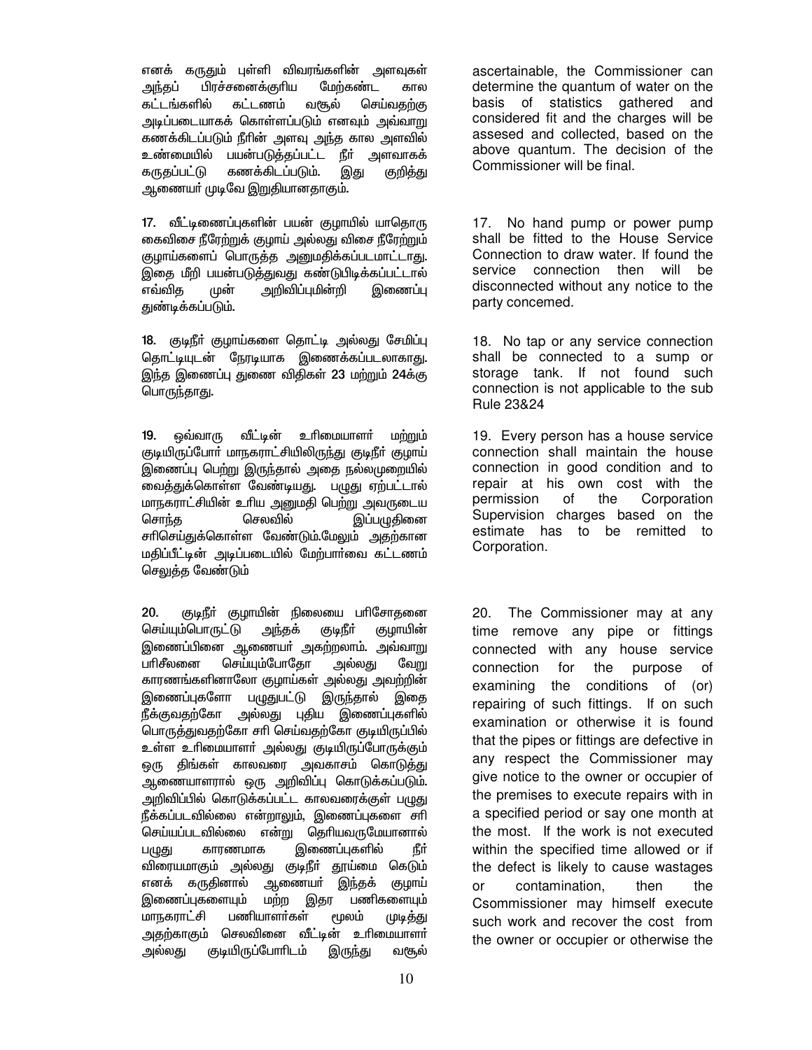எனக் கருதும் புள்ளி விவரங்களின் அளவுகள் அந்தப் பிரச்சனைக்குரிய மேற்கண்ட கால கட்டங்களில் கட்டணம் வசூல் செய்வதற்கு அடிப்படையாகக் கொள்ளப்படும் எனவும் அவ்வாறு கணக்கிடப்படும் நீரின் அளவு அந்த கால அளவில் உண்மையில் பயன்படுத்தப்பட்ட நீர் அளவாகக் கருதப்பட்டு கணக்கிடப்படும். இது குறித்து ஆணையர் முடிவே இறுதியானதாகும்.

17. வீட்டிணைப்புகளின் பயன் குழாயில் யாதொரு கைவிசை நீரேற்றுக் குழாய் அல்லது விசை நீரேற்றும் குழாய்களைப் பொருத்த அனுமதிக்கப்படமாட்டாது. இதை மீறி பயன்படுத்துவது கண்டுபிடிக்கப்பட்டால் எவ்வித முன் அறிவிப்புமின்றி இணைப்பு துண்டிக்கப்படும்.

18. குடிநீர் குழாய்களை தொட்டி அல்லது சேமிப்பு தொட்டியுடன் நேரடியாக இணைக்கப்படலாகாது. இந்த இணைப்பு துணை விதிகள் 23 மற்றும் 24க்கு பொருந்தாது.

19. ஒவ்வாரு வீட்டின் உரிமையாளர் மற்றும் குடியிருப்போர் மாநகராட்சியிலிருந்து குடிநீர் குழாய் இணைப்பு பெற்று இருந்தால் அதை நல்லமுறையில் வைத்துக்கொள்ள வேண்டியது. பழுது ஏற்பட்டால் மாநகராட்சியின் உரிய அனுமதி பெற்று அவருடைய சொந்த செலவில் இப்பழுதினை சரிசெய்துக்கொள்ள வேண்டும்.மேலும் அதற்கான மதிப்பீட்டின் அடிப்படையில் மேற்பார்வை கட்டணம் செலுத்த வேண்டும்

20. குடிநீர் குழாயின் நிலையை பரிசோதனை செய்யும்பொருட்டு அந்தக் குடிநீர் குழாயின் இணைப்பினை ஆணையர் அகற்றலாம். அவ்வாறு பரிசீலனை செய்யும்போதோ அல்லது வேறு காரணங்களினாலோ குழாய்கள் அல்லது அவற்றின் இணைப்புகளோ பழுதுபட்டு இருந்தால் இதை நீக்குவதற்கோ அல்லது புதிய இணைப்புகளில் பொருத்துவதற்கோ சரி செய்வதற்கோ குடியிருப்பில் உள்ள உரிமையாளர் அல்லது குடியிருப்போருக்கும் ஒரு திங்கள் காலவரை அவகாசம் கொடுத்து ஆணையாளரால் ஒரு அறிவிப்பு கொடுக்கப்படும். அறிவிப்பில் கொடுக்கப்பட்ட காலவரைக்குள் பழுது நீக்கப்படவில்லை என்றாலும், இணைப்புகளை சரி செய்யப்படவில்லை என்று தெரியவருமேயானால் பழுது காரணமாக இணைப்புகளில் நீர் விரையமாகும் அல்லது குடிநீர் தூய்மை கெடும் எனக் கருதினால் ஆணையர் இந்தக் குழாய் இணைப்புகளையும் மற்ற இதர பணிகளையும் மாநகராட்சி பணியாளர்கள் மூலம் முடித்து அதற்காகும் செலவினை வீட்டின் உரிமையாளர் அல்லது குடியிருப்போரிடம் இருந்து வசூல்

ascertainable, the Commissioner can determine the quantum of water on the basis of statistics gathered and considered fit and the charges will be assesed and collected, based on the above quantum. The decision of the Commissioner will be final.

17. No hand pump or power pump shall be fitted to the House Service Connection to draw water. If found the service connection then will be disconnected without any notice to the party concemed.

18. No tap or any service connection shall be connected to a sump or storage tank. If not found such connection is not applicable to the sub Rule 23&24

19. Every person has a house service connection shall maintain the house connection in good condition and to repair at his own cost with the permission of the Corporation Supervision charges based on the estimate has to be remitted to Corporation.

20. The Commissioner may at any time remove any pipe or fittings connected with any house service connection for the purpose of examining the conditions of (or) repairing of such fittings. If on such examination or otherwise it is found that the pipes or fittings are defective in any respect the Commissioner may give notice to the owner or occupier of the premises to execute repairs with in a specified period or say one month at the most. If the work is not executed within the specified time allowed or if the defect is likely to cause wastages or contamination, then the Csommissioner may himself execute such work and recover the cost from the owner or occupier or otherwise the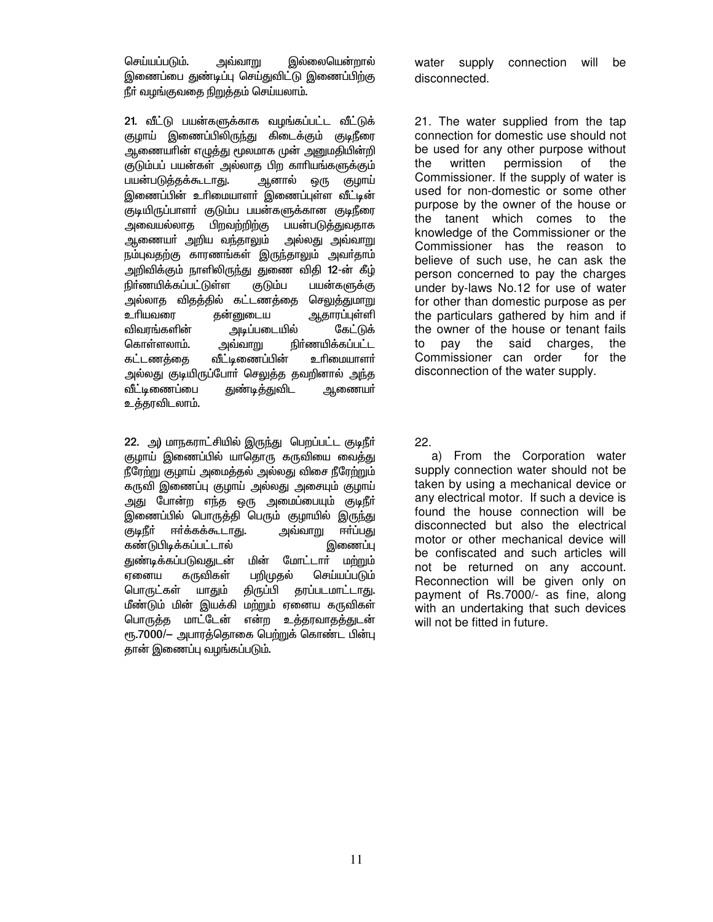செய்யப்படும். அவ்வாறு இல்லையென்றால் இணைப்பை துண்டிப்பு செய்துவிட்டு இணைப்பிற்கு நீர் வழங்குவதை நிறுத்தம் செய்யலாம்.

water supply connection will be disconnected.

**21.** வீட்டு பயன்களுக்காக வழங்கப்பட்ட வீட்டுக் குழாய் இணைப்பிலிருந்து கிடைக்கும் குடிநீரை ஆணையரின் எழுத்து மூலமாக முன் அனுமதியின்றி குடும்பப் பயன்கள் அல்லாத பிற காரியங்களுக்கும் பயன்படுத்தக்கூடாது. ஆனால் ஒரு குழாய் இணைப்பின் உரிமையாளர் இணைப்புள்ள வீட்டின் குடியிருப்பாளர் குடும்ப பயன்களுக்கான குடிநீரை அவையல்லாத பிறவற்றிற்கு பயன்படுத்துவதாக ஆணையர் அறிய வந்தாலும் அல்லது அவ்வாறு நம்புவதற்கு காரணங்கள் இருந்தாலும் அவர்தாம் அறிவிக்கும் நாளிலிருந்து துணை விதி **12**-ன் கீழ் நிர்ணயிக்கப்பட்டுள்ள குடும்ப பயன்களுக்கு அல்லாத விதத்தில் கட்டணத்தை செலுத்துமாறு உரியவரை தன்னுடைய ஆதாரப்புள்ளி விவரங்களின் அடிப்படையில் கேட்டுக் கொள்ளலாம். அவ்வாறு நிர்ணயிக்கப்பட்ட கட்டணத்தை வீட்டிணைப்பின் உரிமையாளர் அல்லது குடியிருப்போர் செலுத்த தவறினால் அந்த வீட்டிணைப்பை துண்டித்துவிட ஆணையர் உத்தரவிடலாம்.

21. The water supplied from the tap connection for domestic use should not be used for any other purpose without the written permission of the Commissioner. If the supply of water is used for non-domestic or some other purpose by the owner of the house or the tanent which comes to the knowledge of the Commissioner or the Commissioner has the reason to believe of such use, he can ask the person concerned to pay the charges under by-laws No.12 for use of water for other than domestic purpose as per the particulars gathered by him and if the owner of the house or tenant fails to pay the said charges, the Commissioner can order for the disconnection of the water supply.

**22.** அ) மாநகராட்சியில் இருந்து பெறப்பட்ட குடிநீர் குழாய் இணைப்பில் யாதொரு கருவியை வைத்து நீரேற்று குழாய் அமைத்தல் அல்லது விசை நீரேற்றும் கருவி இணைப்பு குழாய் அல்லது அசையும் குழாய் அது போன்ற எந்த ஒரு அமைப்பையும் குடிநீர் இணைப்பில் பொருத்தி பெரும் குழாயில் இருந்து குடிநீர் ஈர்க்கக்கூடாது. அவ்வாறு ஈர்ப்பது கண்டுபிடிக்கப்பட்டால் இணைப்பு துண்டிக்கப்படுவதுடன் மின் மோட்டார் மற்றும் ஏனைய கருவிகள் பறிமுதல் செய்யப்படும் பொருட்கள் யாதும் திருப்பி தரப்படமாட்டாது. மீண்டும் மின் இயக்கி மற்றும் ஏனைய கருவிகள் பொருத்த மாட்டேன் என்ற உத்தரவாதத்துடன் ரூ.**7000/–** அபாரத்தொகை பெற்றுக் கொண்ட பின்பு தான் இணைப்பு வழங்கப்படும்.

22.

a) From the Corporation water supply connection water should not be taken by using a mechanical device or any electrical motor. If such a device is found the house connection will be disconnected but also the electrical motor or other mechanical device will be confiscated and such articles will not be returned on any account. Reconnection will be given only on payment of Rs.7000/- as fine, along with an undertaking that such devices will not be fitted in future.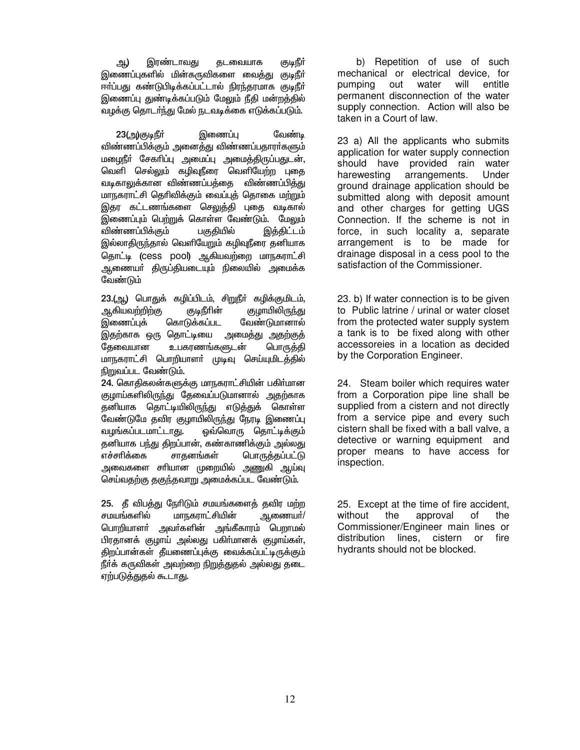ஆ) இரண்டாவது தடவையாக குடிநீர் இணைப்புகளில் மின்கருவிகளை வைத்து குடிநீர் ஈர்ப்பது கண்டுபிடிக்கப்பட்டால் நிரந்தரமாக குடிநீர் இணைப்பு துண்டிக்கப்படும் மேலும் நீதி மன்றத்தில் வழக்கு தொடர்ந்து மேல் நடவடிக்கை எடுக்கப்படும்.

**23(அ)**குடிநீர் இணைப்பு வேண்டி விண்ணப்பிக்கும் அனைத்து விண்ணப்பதாரர்களும் மழைநீர் சேகரிப்பு அமைப்பு அமைத்திருப்பதுடன், வெளி செல்லும் கழிவுநீரை வெளியேற்ற புதை வடிகாலுக்கான விண்ணப்பத்தை விண்ணப்பித்து மாநகராட்சி தெரிவிக்கும் வைப்புத் தொகை மற்றும் இதர கட்டணங்களை செலுத்தி புதை வடிகால் இணைப்பும் பெற்றுக் கொள்ள வேண்டும். மேலும் விண்ணப்பிக்கும் பகுதியில் இத்திட்டம் இல்லாதிருந்தால் வெளியேறும் கழிவுநீரை தனியாக தொட்டி (cess pool) ஆகியவற்றை மாநகராட்சி ஆணையர் திருப்தியடையும் நிலையில் அமைக்க வேண்டும்

**23.(ஆ)** பொதுக் கழிப்பிடம், சிறுநீர் கழிக்குமிடம், ஆகியவற்றிற்கு குடிநீரின் குழாயிலிருந்து இணைப்புக் கொடுக்கப்பட வேண்டுமானால் இதற்காக ஒரு தொட்டியை அமைத்து அதற்குத் தேவையான உபகரணங்களுடன் பொருத்தி மாநகராட்சி பொறியாளர் முடிவு செய்யுமிடத்தில் நிறுவப்பட வேண்டும்.

**24.** கொதிகலன்களுக்கு மாநகராட்சியின் பகிர்மான குழாய்களிலிருந்து தேவைப்படுமானால் அதற்காக தனியாக தொட்டியிலிருந்து எடுத்துக் கொள்ள வேண்டுமே தவிர குழாயிலிருந்து நேரடி இணைப்பு வழங்கப்படமாட்டாது. ஒவ்வொரு தொட்டிக்கும் தனியாக பந்து திறப்பான், கண்காணிக்கும் அல்லது எச்சரிக்கை சாதனங்கள் பொருத்தப்பட்டு அவைகளை சரியான முறையில் அணுகி ஆய்வு செய்வதற்கு தகுந்தவாறு அமைக்கப்பட வேண்டும்.

**25.** தீ விபத்து நேரிடும் சமயங்களைத் தவிர மற்ற சமயங்களில் மாநகராட்சியின் ஆணையர்/ பொறியாளர் அவர்களின் அங்கீகாரம் பெறாமல் பிரதானக் குழாய் அல்லது பகிர்மானக் குழாய்கள், திறப்பான்கள் தீயணைப்புக்கு வைக்கப்பட்டிருக்கும் நீர்க் கருவிகள் அவற்றை நிறுத்துதல் அல்லது தடை ஏற்படுத்துதல் கூடாது.

b) Repetition of use of such mechanical or electrical device, for pumping out water will entitle permanent disconnection of the water supply connection. Action will also be taken in a Court of law.

23 a) All the applicants who submits application for water supply connection should have provided rain water harewesting arrangements. Under ground drainage application should be submitted along with deposit amount and other charges for getting UGS Connection. If the scheme is not in force, in such locality a, separate arrangement is to be made for drainage disposal in a cess pool to the satisfaction of the Commissioner.

23. b) If water connection is to be given to Public latrine / urinal or water closet from the protected water supply system a tank is to be fixed along with other accessoreies in a location as decided by the Corporation Engineer.

24. Steam boiler which requires water from a Corporation pipe line shall be supplied from a cistern and not directly from a service pipe and every such cistern shall be fixed with a ball valve, a detective or warning equipment and proper means to have access for inspection.

25. Except at the time of fire accident, without the approval of the Commissioner/Engineer main lines or distribution lines, cistern or fire hydrants should not be blocked.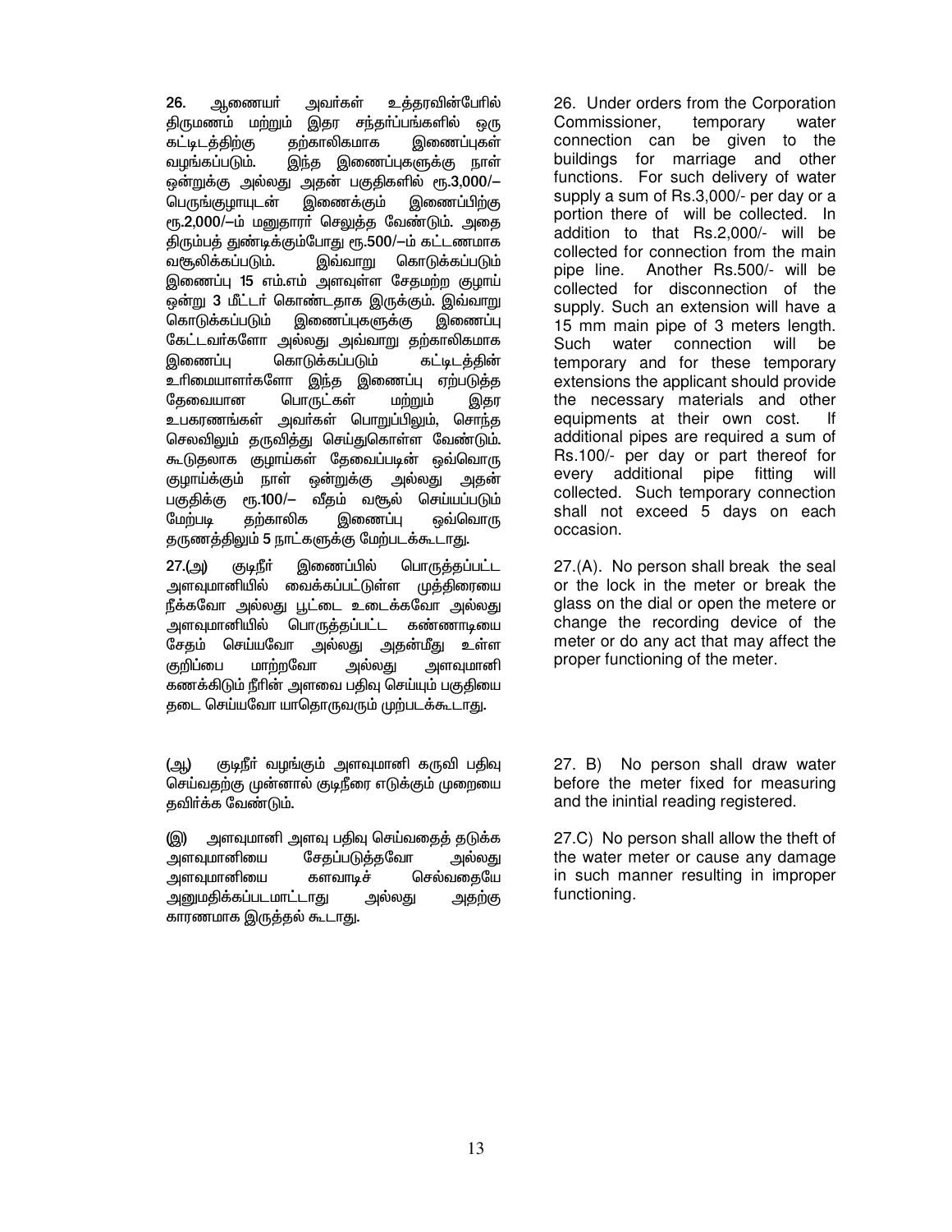26. ஆணையர் அவர்கள் உத்தரவின்பேரில் திருமணம் மற்றும் இதர சந்தர்ப்பங்களில் ஒரு கட்டிடத்திற்கு தற்காலிகமாக இணைப்புகள் வழங்கப்படும். இந்த இணைப்புகளுக்கு நாள் ஒன்றுக்கு அல்லது அதன் பகுதிகளில் ரூ.3,000/– பெருங்குழாயுடன் இணைக்கும் இணைப்பிற்கு ரூ.2,000/–ம் மனுதாரர் செலுத்த வேண்டும். அதை திரும்பத் துண்டிக்கும்போது ரூ.500/–ம் கட்டணமாக வசூலிக்கப்படும். இவ்வாறு கொடுக்கப்படும் இணைப்பு 15 எம்.எம் அளவுள்ள சேதமற்ற குழாய் ஒன்று 3 மீட்டர் கொண்டதாக இருக்கும். இவ்வாறு கொடுக்கப்படும் இணைப்புகளுக்கு இணைப்பு கேட்டவர்களோ அல்லது அவ்வாறு தற்காலிகமாக இணைப்பு கொடுக்கப்படும் கட்டிடத்தின் உரிமையாளர்களோ இந்த இணைப்பு ஏற்படுத்த தேவையான பொருட்கள் மற்றும் இதர உபகரணங்கள் அவர்கள் பொறுப்பிலும், சொந்த செலவிலும் தருவித்து செய்துகொள்ள வேண்டும். கூடுதலாக குழாய்கள் தேவைப்படின் ஒவ்வொரு குழாய்க்கும் நாள் ஒன்றுக்கு அல்லது அதன் பகுதிக்கு ரூ.100/– வீதம் வசூல் செய்யப்படும் மேற்படி தற்காலிக இணைப்பு ஒவ்வொரு தருணத்திலும் 5 நாட்களுக்கு மேற்படக்கூடாது.

26. Under orders from the Corporation Commissioner, temporary water connection can be given to the buildings for marriage and other functions. For such delivery of water supply a sum of Rs.3,000/- per day or a portion there of will be collected. In addition to that Rs.2,000/- will be collected for connection from the main pipe line. Another Rs.500/- will be collected for disconnection of the supply. Such an extension will have a 15 mm main pipe of 3 meters length. Such water connection will be temporary and for these temporary extensions the applicant should provide the necessary materials and other equipments at their own cost. If additional pipes are required a sum of Rs.100/- per day or part thereof for every additional pipe fitting will collected. Such temporary connection shall not exceed 5 days on each occasion.

27.(அ) குடிநீர் இணைப்பில் பொருத்தப்பட்ட அளவுமானியில் வைக்கப்பட்டுள்ள முத்திரையை நீக்கவோ அல்லது பூட்டை உடைக்கவோ அல்லது அளவுமானியில் பொருத்தப்பட்ட கண்ணாடியை சேதம் செய்யவோ அல்லது அதன்மீது உள்ள குறிப்பை மாற்றவோ அல்லது அளவுமானி கணக்கிடும் நீரின் அளவை பதிவு செய்யும் பகுதியை தடை செய்யவோ யாதொருவரும் முற்படக்கூடாது.

27.(A). No person shall break the seal or the lock in the meter or break the glass on the dial or open the metere or change the recording device of the meter or do any act that may affect the proper functioning of the meter.

(ஆ) குடிநீர் வழங்கும் அளவுமானி கருவி பதிவு செய்வதற்கு முன்னால் குடிநீரை எடுக்கும் முறையை தவிர்க்க வேண்டும்.

27. B) No person shall draw water before the meter fixed for measuring and the inintial reading registered.

(இ) அளவுமானி அளவு பதிவு செய்வதைத் தடுக்க அளவுமானியை சேதப்படுத்தவோ அல்லது அளவுமானியை களவாடிச் செல்வதையே அனுமதிக்கப்படமாட்டாது அல்லது அதற்கு காரணமாக இருத்தல் கூடாது.

27.C) No person shall allow the theft of the water meter or cause any damage in such manner resulting in improper functioning.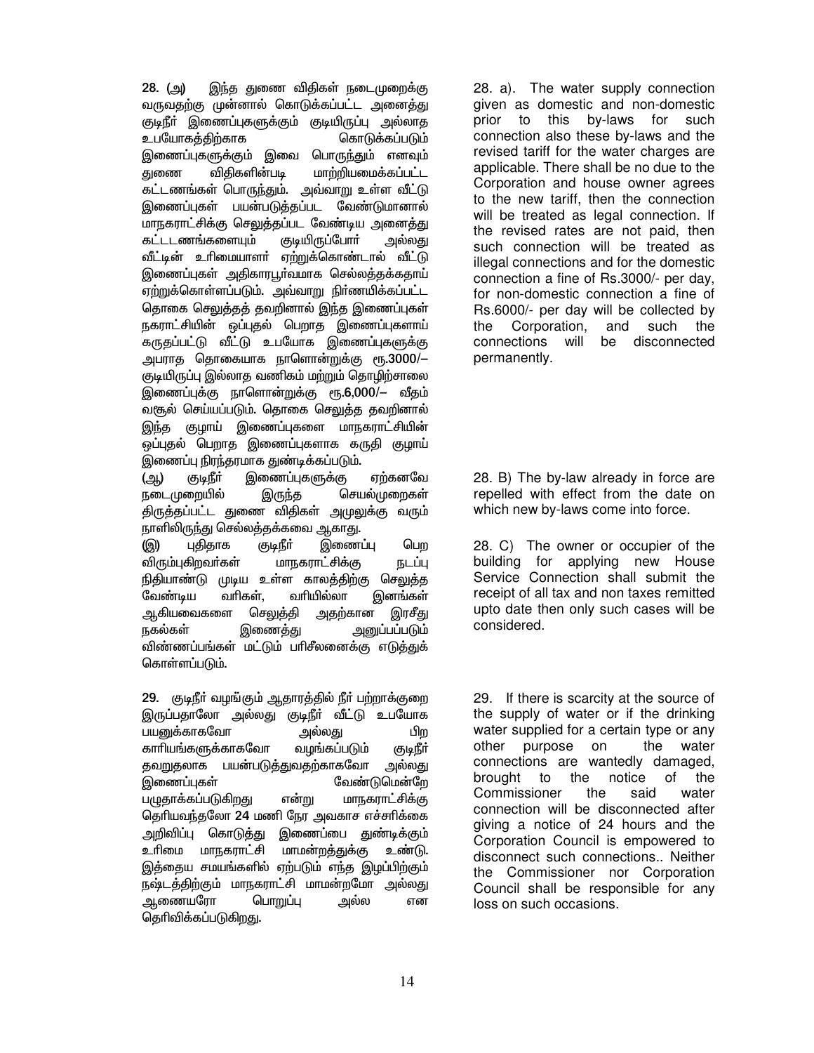28. (அ) இந்த துணை விதிகள் நடைமுறைக்கு வருவதற்கு முன்னால் கொடுக்கப்பட்ட அனைத்து குடிநீர் இணைப்புகளுக்கும் குடியிருப்பு அல்லாத உபயோகத்திற்காக கொடுக்கப்படும் இணைப்புகளுக்கும் இவை பொருந்தும் எனவும் துணை விதிகளின்படி மாற்றியமைக்கப்பட்ட கட்டணங்கள் பொருந்தும். அவ்வாறு உள்ள வீட்டு இணைப்புகள் பயன்படுத்தப்பட வேண்டுமானால் மாநகராட்சிக்கு செலுத்தப்பட வேண்டிய அனைத்து கட்டடணங்களையும் குடியிருப்போர் அல்லது வீட்டின் உரிமையாளர் ஏற்றுக்கொண்டால் வீட்டு இணைப்புகள் அதிகாரபூர்வமாக செல்லத்தக்கதாய் ஏற்றுக்கொள்ளப்படும். அவ்வாறு நிர்ணயிக்கப்பட்ட தொகை செலுத்தத் தவறினால் இந்த இணைப்புகள் நகராட்சியின் ஒப்புதல் பெறாத இணைப்புகளாய் கருதப்பட்டு வீட்டு உபயோக இணைப்புகளுக்கு அபராத தொகையாக நாளொன்றுக்கு ரூ.3000/– குடியிருப்பு இல்லாத வணிகம் மற்றும் தொழிற்சாலை இணைப்புக்கு நாளொன்றுக்கு ரூ.6,000/– வீதம் வசூல் செய்யப்படும். தொகை செலுத்த தவறினால் இந்த குழாய் இணைப்புகளை மாநகராட்சியின் ஒப்புதல் பெறாத இணைப்புகளாக கருதி குழாய் இணைப்பு நிரந்தரமாக துண்டிக்கப்படும்.

(ஆ) குடிநீர் இணைப்புகளுக்கு ஏற்கனவே நடைமுறையில் இருந்த செயல்முறைகள் திருத்தப்பட்ட துணை விதிகள் அமுலுக்கு வரும் நாளிலிருந்து செல்லத்தக்கவை ஆகாது.

(இ) புதிதாக குடிநீர் இணைப்பு பெற விரும்புகிறவர்கள் மாநகராட்சிக்கு நடப்பு நிதியாண்டு முடிய உள்ள காலத்திற்கு செலுத்த வேண்டிய வரிகள், வரியில்லா இனங்கள் ஆகியவைகளை செலுத்தி அதற்கான இரசீது நகல்கள் இணைத்து அனுப்பப்படும் விண்ணப்பங்கள் மட்டும் பரிசீலனைக்கு எடுத்துக் கொள்ளப்படும்.

29. குடிநீர் வழங்கும் ஆதாரத்தில் நீர் பற்றாக்குறை இருப்பதாலோ அல்லது குடிநீர் வீட்டு உபயோக பயனுக்காகவோ அல்லது பிற காரியங்களுக்காகவோ வழங்கப்படும் குடிநீர் தவறுதலாக பயன்படுத்துவதற்காகவோ அல்லது இணைப்புகள் வேண்டுமென்றே பழுதாக்கப்படுகிறது என்று மாநகராட்சிக்கு தெரியவந்தலோ 24 மணி நேர அவகாச எச்சரிக்கை அறிவிப்பு கொடுத்து இணைப்பை துண்டிக்கும் உரிமை மாநகராட்சி மாமன்றத்துக்கு உண்டு. இத்தைய சமயங்களில் ஏற்படும் எந்த இழப்பிற்கும் நஷ்டத்திற்கும் மாநகராட்சி மாமன்றமோ அல்லது ஆணையரோ பொறுப்பு அல்ல என தெரிவிக்கப்படுகிறது.

28. a). The water supply connection given as domestic and non-domestic prior to this by-laws for such connection also these by-laws and the revised tariff for the water charges are applicable. There shall be no due to the Corporation and house owner agrees to the new tariff, then the connection will be treated as legal connection. If the revised rates are not paid, then such connection will be treated as illegal connections and for the domestic connection a fine of Rs.3000/- per day, for non-domestic connection a fine of Rs.6000/- per day will be collected by the Corporation, and such the connections will be disconnected permanently.

28. B) The by-law already in force are repelled with effect from the date on which new by-laws come into force.

28. C) The owner or occupier of the building for applying new House Service Connection shall submit the receipt of all tax and non taxes remitted upto date then only such cases will be considered.

29. If there is scarcity at the source of the supply of water or if the drinking water supplied for a certain type or any other purpose on the water connections are wantedly damaged, brought to the notice of the Commissioner the said water connection will be disconnected after giving a notice of 24 hours and the Corporation Council is empowered to disconnect such connections.. Neither the Commissioner nor Corporation Council shall be responsible for any loss on such occasions.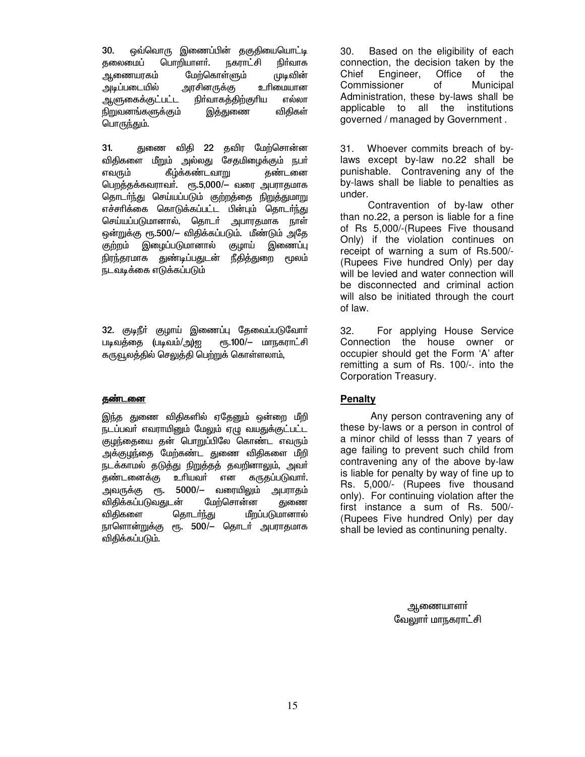30. ஒவ்வொரு இணைப்பின் தகுதியையொட்டி தலைமைப் பொறியாளர். நகராட்சி நிர்வாக ஆணையரகம் மேற்கொள்ளும் முடிவின் அடிப்படையில் அரசினருக்கு உரிமையான ஆளுகைக்குட்பட்ட நிர்வாகத்திற்குரிய எல்லா நிறுவனங்களுக்கும் இத்துணை விதிகள் பொருந்தும்.

31. துணை விதி 22 தவிர மேற்சொன்ன விதிகளை மீறும் அல்லது சேதமிழைக்கும் நபர் எவரும் கீழ்க்கண்டவாறு தண்டனை பெறத்தக்கவராவர். ரூ.5,000/– வரை அபராதமாக தொடர்ந்து செய்யப்படும் குற்றத்தை நிறுத்துமாறு எச்சரிக்கை கொடுக்கப்பட்ட பின்பும் தொடர்ந்து செய்யப்படுமானால், தொடர் அபாரதமாக நாள் ஒன்றுக்கு ரூ.500/– விதிக்கப்படும். மீண்டும் அதே குற்றம் இழைப்படுமானால் குழாய் இணைப்பு நிரந்தரமாக துண்டிப்பதுடன் நீதித்துறை மூலம் நடவடிக்கை எடுக்கப்படும்

32. குடிநீர் குழாய் இணைப்பு தேவைப்படுவோர் படிவத்தை (படிவம்/அ)ஐ ரூ.100/– மாநகராட்சி கருவூலத்தில் செலுத்தி பெற்றுக் கொள்ளலாம்,

## தண்டனை

இந்த துணை விதிகளில் ஏதேனும் ஒன்றை மீறி நடப்பவர் எவராயினும் மேலும் ஏழு வயதுக்குட்பட்ட குழந்தையை தன் பொறுப்பிலே கொண்ட எவரும் அக்குழந்தை மேற்கண்ட துணை விதிகளை மீறி நடக்காமல் தடுத்து நிறுத்தத் தவறினாலும், அவர் தண்டனைக்கு உரியவர் என கருதப்படுவார். அவருக்கு ரூ. 5000/– வரையிலும் அபராதம் விதிக்கப்படுவதுடன் மேற்சொன்ன துணை விதிகளை தொடர்ந்து மீறப்படுமானால் நாளொன்றுக்கு ரூ. 500/– தொடர் அபராதமாக விதிக்கப்படும்.

30. Based on the eligibility of each connection, the decision taken by the Chief Engineer, Office of the Commissioner of Municipal Administration, these by-laws shall be applicable to all the institutions governed / managed by Government .

31. Whoever commits breach of by-laws except by-law no.22 shall be punishable. Contravening any of the by-laws shall be liable to penalties as under.

Contravention of by-law other than no.22, a person is liable for a fine of Rs 5,000/-(Rupees Five thousand Only) if the violation continues on receipt of warning a sum of Rs.500/- (Rupees Five hundred Only) per day will be levied and water connection will be disconnected and criminal action will also be initiated through the court of law.

32. For applying House Service Connection the house owner or occupier should get the Form 'A' after remitting a sum of Rs. 100/-. into the Corporation Treasury.

## Penalty

Any person contravening any of these by-laws or a person in control of a minor child of lesss than 7 years of age failing to prevent such child from contravening any of the above by-law is liable for penalty by way of fine up to Rs. 5,000/- (Rupees five thousand only). For continuing violation after the first instance a sum of Rs. 500/- (Rupees Five hundred Only) per day shall be levied as continuning penalty.

ஆணையாளர்
வேலூர் மாநகராட்சி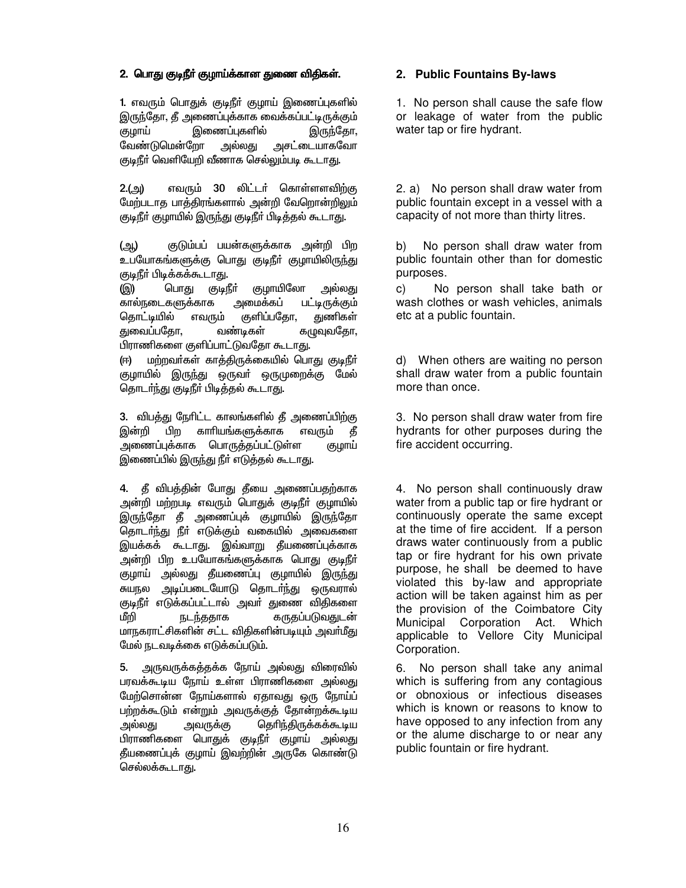## 2. பொது குடிநீர் குழாய்க்கான துணை விதிகள்.

1. எவரும் பொதுக் குடிநீர் குழாய் இணைப்புகளில் இருந்தோ, தீ அணைப்புக்காக வைக்கப்பட்டிருக்கும் குழாய் இணைப்புகளில் இருந்தோ, வேண்டுமென்றோ அல்லது அசட்டையாகவோ குடிநீர் வெளியேறி வீணாக செல்லும்படி கூடாது.

2.(அ) எவரும் 30 லிட்டர் கொள்ளளவிற்கு மேற்படாத பாத்திரங்களால் அன்றி வேறொன்றிலும் குடிநீர் குழாயில் இருந்து குடிநீர் பிடித்தல் கூடாது.

(ஆ) குடும்பப் பயன்களுக்காக அன்றி பிற உபயோகங்களுக்கு பொது குடிநீர் குழாயிலிருந்து குடிநீர் பிடிக்கக்கூடாது.

(இ) பொது குடிநீர் குழாயிலோ அல்லது கால்நடைகளுக்காக அமைக்கப் பட்டிருக்கும் தொட்டியில் எவரும் குளிப்பதோ, துணிகள் துவைப்பதோ, வண்டிகள் கழுவுவதோ, பிராணிகளை குளிப்பாட்டுவதோ கூடாது.

(ஈ) மற்றவர்கள் காத்திருக்கையில் பொது குடிநீர் குழாயில் இருந்து ஒருவர் ஒருமுறைக்கு மேல் தொடர்ந்து குடிநீர் பிடித்தல் கூடாது.

3. விபத்து நேரிட்ட காலங்களில் தீ அணைப்பிற்கு இன்றி பிற காரியங்களுக்காக எவரும் தீ அணைப்புக்காக பொருத்தப்பட்டுள்ள குழாய் இணைப்பில் இருந்து நீர் எடுத்தல் கூடாது.

4. தீ விபத்தின் போது தீயை அணைப்பதற்காக அன்றி மற்றபடி எவரும் பொதுக் குடிநீர் குழாயில் இருந்தோ தீ அணைப்புக் குழாயில் இருந்தோ தொடர்ந்து நீர் எடுக்கும் வகையில் அவைகளை இயக்கக் கூடாது. இவ்வாறு தீயணைப்புக்காக அன்றி பிற உபயோகங்களுக்காக பொது குடிநீர் குழாய் அல்லது தீயணைப்பு குழாயில் இருந்து சுயநல அடிப்படையோடு தொடர்ந்து ஒருவரால் குடிநீர் எடுக்கப்பட்டால் அவர் துணை விதிகளை மீறி நடந்ததாக கருதப்படுவதுடன் மாநகராட்சிகளின் சட்ட விதிகளின்படியும் அவர்மீது மேல் நடவடிக்கை எடுக்கப்படும்.

5. அருவருக்கத்தக்க நோய் அல்லது விரைவில் பரவக்கூடிய நோய் உள்ள பிராணிகளை அல்லது மேற்சொன்ன நோய்களால் ஏதாவது ஒரு நோய்ப் பற்றக்கூடும் என்றும் அவருக்குத் தோன்றக்கூடிய அல்லது அவருக்கு தெரிந்திருக்கக்கூடிய பிராணிகளை பொதுக் குடிநீர் குழாய் அல்லது தீயணைப்புக் குழாய் இவற்றின் அருகே கொண்டு செல்லக்கூடாது.

## 2. Public Fountains By-laws

1. No person shall cause the safe flow or leakage of water from the public water tap or fire hydrant.

2. a) No person shall draw water from public fountain except in a vessel with a capacity of not more than thirty litres.

b) No person shall draw water from public fountain other than for domestic purposes.

c) No person shall take bath or wash clothes or wash vehicles, animals etc at a public fountain.

d) When others are waiting no person shall draw water from a public fountain more than once.

3. No person shall draw water from fire hydrants for other purposes during the fire accident occurring.

4. No person shall continuously draw water from a public tap or fire hydrant or continuously operate the same except at the time of fire accident. If a person draws water continuously from a public tap or fire hydrant for his own private purpose, he shall be deemed to have violated this by-law and appropriate action will be taken against him as per the provision of the Coimbatore City Municipal Corporation Act. Which applicable to Vellore City Municipal Corporation.

6. No person shall take any animal which is suffering from any contagious or obnoxious or infectious diseases which is known or reasons to know to have opposed to any infection from any or the alume discharge to or near any public fountain or fire hydrant.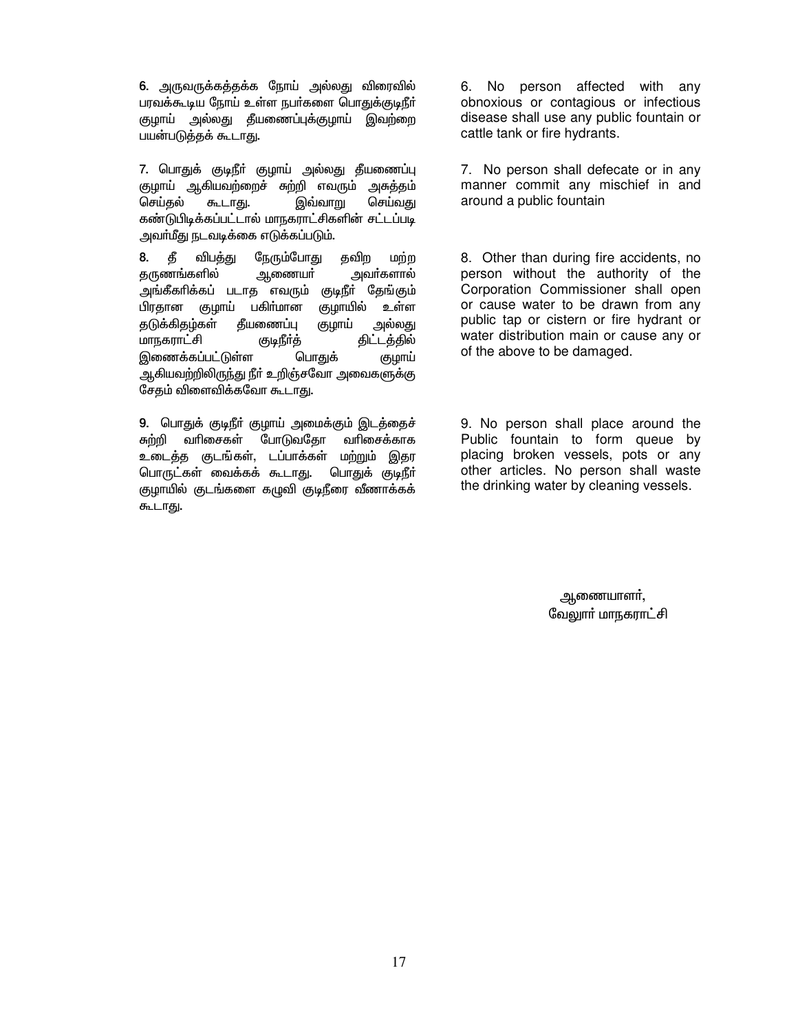6. அருவருக்கத்தக்க நோய் அல்லது விரைவில் பரவக்கூடிய நோய் உள்ள நபர்களை பொதுக்குடிநீர் குழாய் அல்லது தீயணைப்புக்குழாய் இவற்றை பயன்படுத்தக் கூடாது.

7. பொதுக் குடிநீர் குழாய் அல்லது தீயணைப்பு குழாய் ஆகியவற்றைச் சுற்றி எவரும் அசுத்தம் செய்தல் கூடாது. இவ்வாறு செய்வது கண்டுபிடிக்கப்பட்டால் மாநகராட்சிகளின் சட்டப்படி அவர்மீது நடவடிக்கை எடுக்கப்படும்.

8. தீ விபத்து நேரும்போது தவிர மற்ற தருணங்களில் ஆணையர் அவர்களால் அங்கீகரிக்கப் படாத எவரும் குடிநீர் தேங்கும் பிரதான குழாய் பகிர்மான குழாயில் உள்ள தடுக்கிதழ்கள் தீயணைப்பு குழாய் அல்லது மாநகராட்சி குடிநீர்த் திட்டத்தில் இணைக்கப்பட்டுள்ள பொதுக் குழாய் ஆகியவற்றிலிருந்து நீர் உறிஞ்சவோ அவைகளுக்கு சேதம் விளைவிக்கவோ கூடாது.

9. பொதுக் குடிநீர் குழாய் அமைக்கும் இடத்தைச் சுற்றி வரிசைகள் போடுவதோ வரிசைக்காக உடைத்த குடங்கள், டப்பாக்கள் மற்றும் இதர பொருட்கள் வைக்கக் கூடாது. பொதுக் குடிநீர் குழாயில் குடங்களை கழுவி குடிநீரை வீணாக்கக் கூடாது.

6. No person affected with any obnoxious or contagious or infectious disease shall use any public fountain or cattle tank or fire hydrants.

7. No person shall defecate or in any manner commit any mischief in and around a public fountain

8. Other than during fire accidents, no person without the authority of the Corporation Commissioner shall open or cause water to be drawn from any public tap or cistern or fire hydrant or water distribution main or cause any or of the above to be damaged.

9. No person shall place around the Public fountain to form queue by placing broken vessels, pots or any other articles. No person shall waste the drinking water by cleaning vessels.

ஆணையாளர்,
வேலூர் மாநகராட்சி